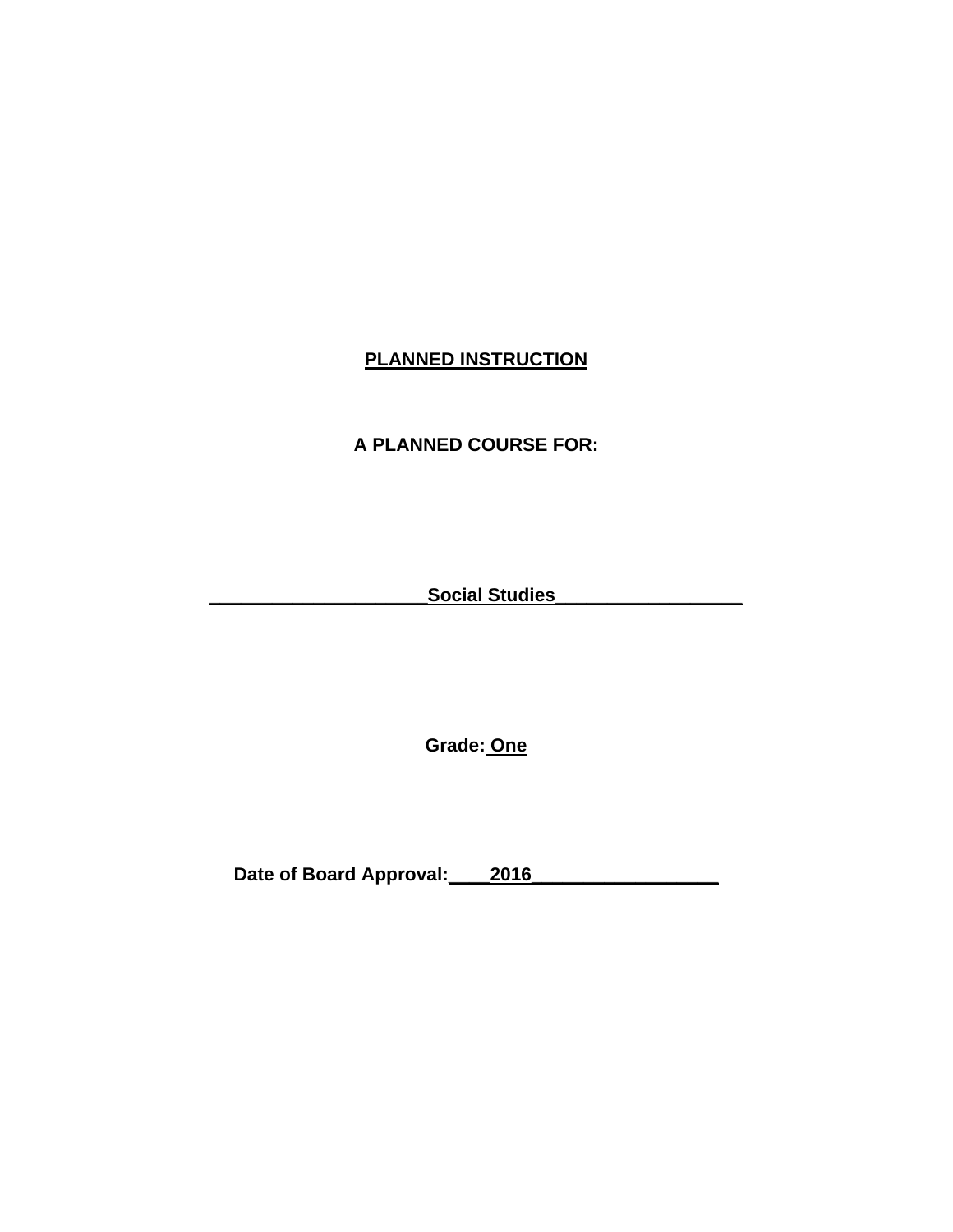**PLANNED INSTRUCTION**

**A PLANNED COURSE FOR:**

**Social Studies**

**Grade: One**

**Date of Board Approval: 2016**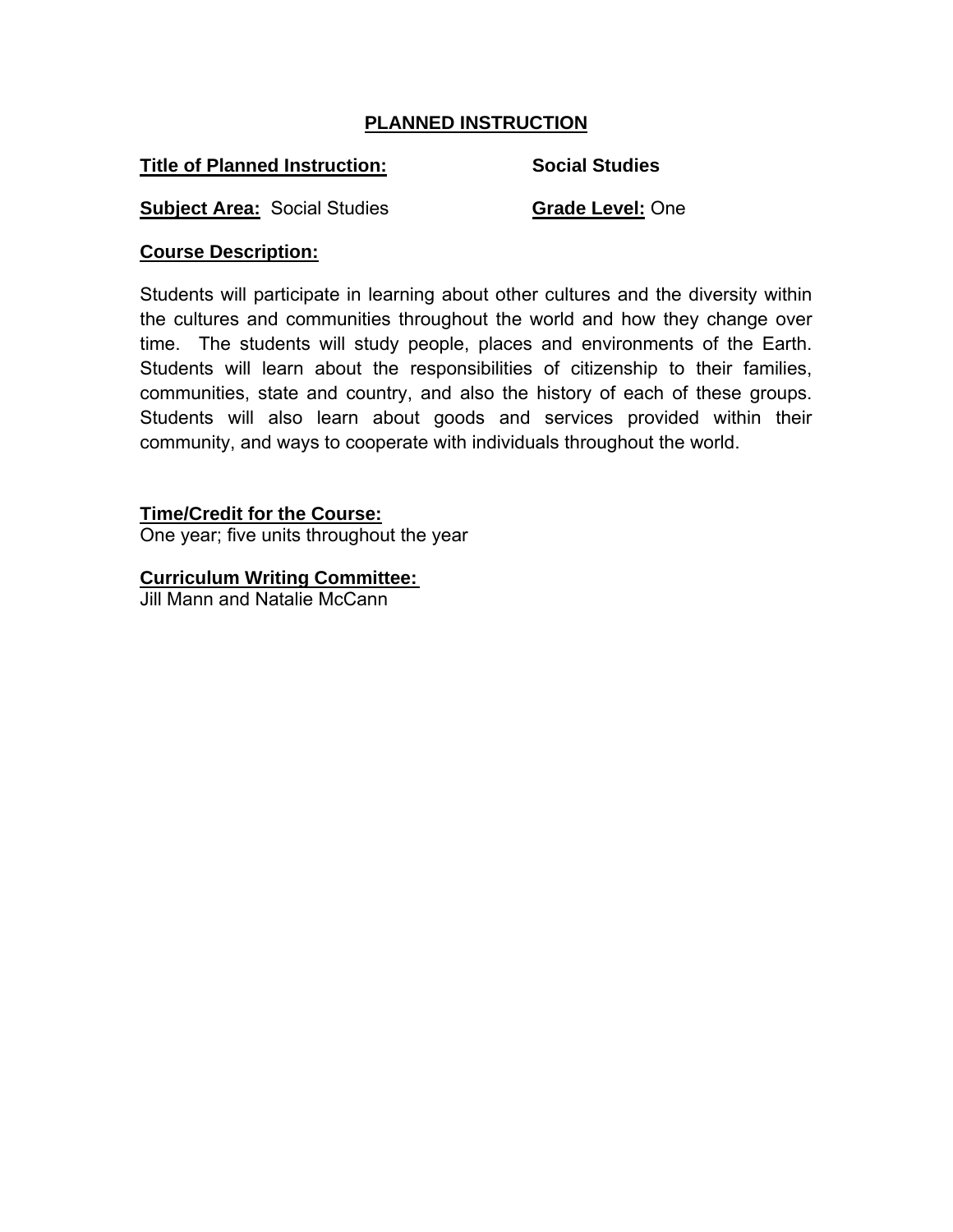## PLANNED INSTRUCTION

**Title of Planned Instruction:** **Social Studies**

**Subject Area:** Social Studies **Grade Level:** One

**Course Description:**

Students will participate in learning about other cultures and the diversity within the cultures and communities throughout the world and how they change over time. The students will study people, places and environments of the Earth. Students will learn about the responsibilities of citizenship to their families, communities, state and country, and also the history of each of these groups. Students will also learn about goods and services provided within their community, and ways to cooperate with individuals throughout the world.

**Time/Credit for the Course:**
One year; five units throughout the year

**Curriculum Writing Committee:**
Jill Mann and Natalie McCann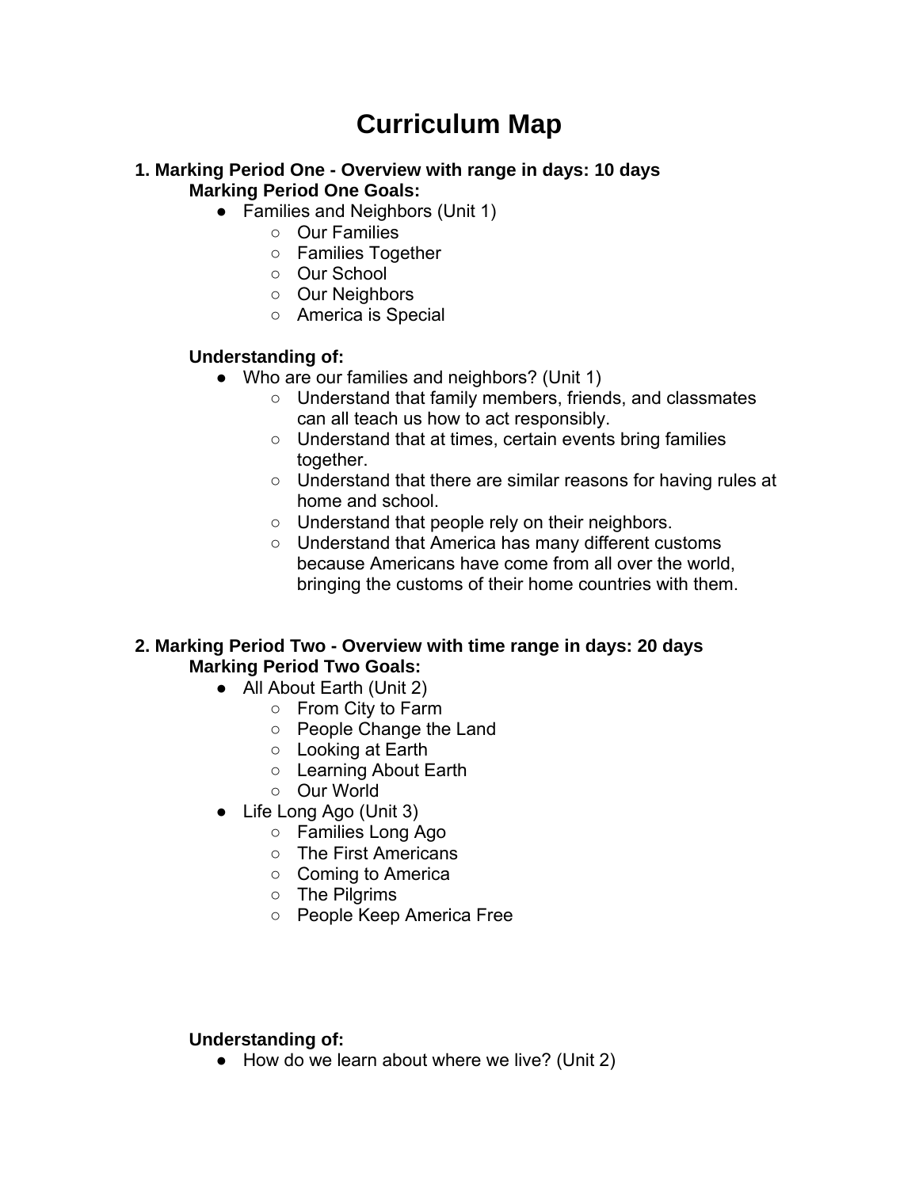# Curriculum Map

**1. Marking Period One - Overview with range in days: 10 days**

**Marking Period One Goals:**

- Families and Neighbors (Unit 1)
    - Our Families
    - Families Together
    - Our School
    - Our Neighbors
    - America is Special

**Understanding of:**

- Who are our families and neighbors? (Unit 1)
    - Understand that family members, friends, and classmates can all teach us how to act responsibly.
    - Understand that at times, certain events bring families together.
    - Understand that there are similar reasons for having rules at home and school.
    - Understand that people rely on their neighbors.
    - Understand that America has many different customs because Americans have come from all over the world, bringing the customs of their home countries with them.

**2. Marking Period Two - Overview with time range in days: 20 days**

**Marking Period Two Goals:**

- All About Earth (Unit 2)
    - From City to Farm
    - People Change the Land
    - Looking at Earth
    - Learning About Earth
    - Our World
- Life Long Ago (Unit 3)
    - Families Long Ago
    - The First Americans
    - Coming to America
    - The Pilgrims
    - People Keep America Free

**Understanding of:**

- How do we learn about where we live? (Unit 2)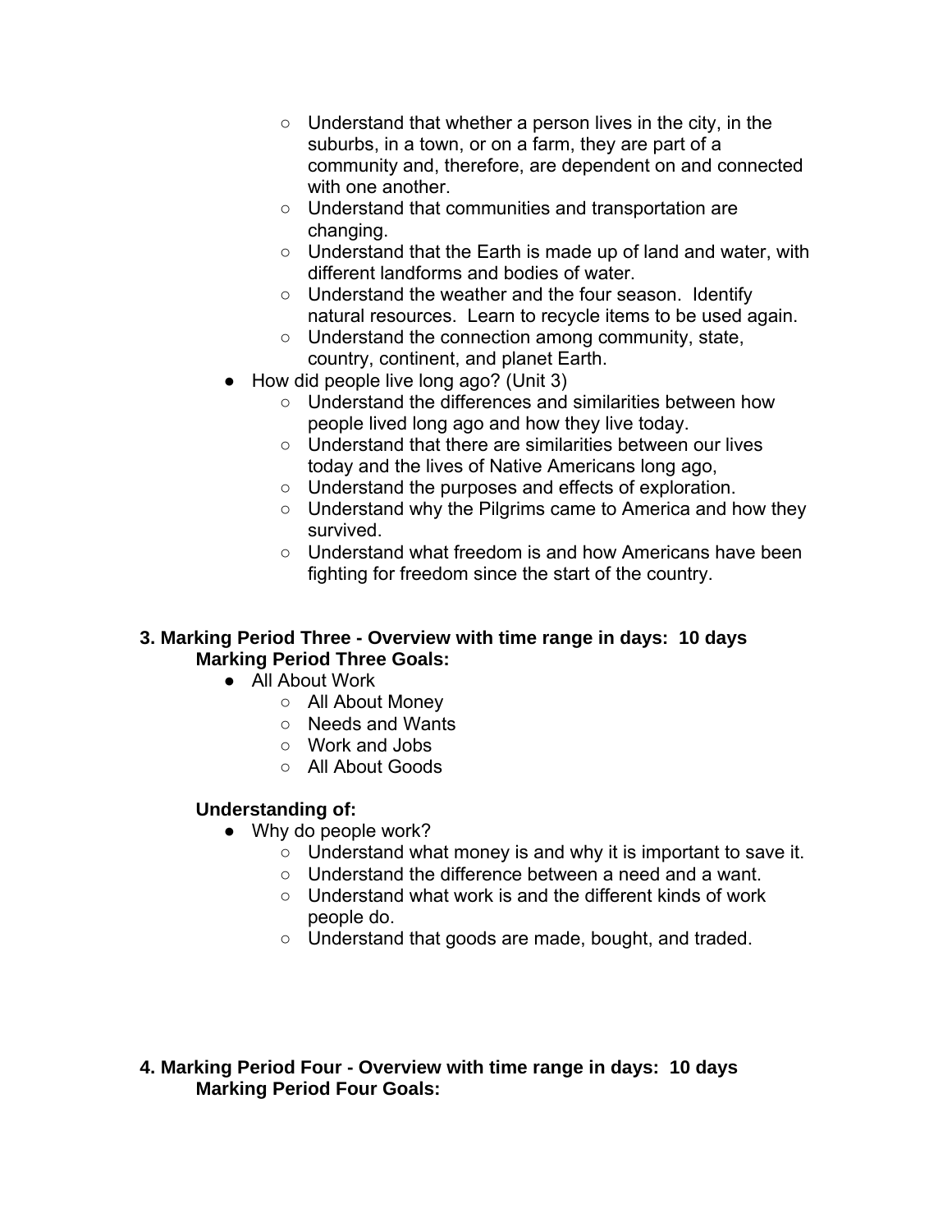- Understand that whether a person lives in the city, in the suburbs, in a town, or on a farm, they are part of a community and, therefore, are dependent on and connected with one another.
    - Understand that communities and transportation are changing.
    - Understand that the Earth is made up of land and water, with different landforms and bodies of water.
    - Understand the weather and the four season. Identify natural resources. Learn to recycle items to be used again.
    - Understand the connection among community, state, country, continent, and planet Earth.
- How did people live long ago? (Unit 3)
    - Understand the differences and similarities between how people lived long ago and how they live today.
    - Understand that there are similarities between our lives today and the lives of Native Americans long ago,
    - Understand the purposes and effects of exploration.
    - Understand why the Pilgrims came to America and how they survived.
    - Understand what freedom is and how Americans have been fighting for freedom since the start of the country.

**3. Marking Period Three - Overview with time range in days: 10 days**

**Marking Period Three Goals:**

- All About Work
    - All About Money
    - Needs and Wants
    - Work and Jobs
    - All About Goods

**Understanding of:**

- Why do people work?
    - Understand what money is and why it is important to save it.
    - Understand the difference between a need and a want.
    - Understand what work is and the different kinds of work people do.
    - Understand that goods are made, bought, and traded.

**4. Marking Period Four - Overview with time range in days: 10 days**

**Marking Period Four Goals:**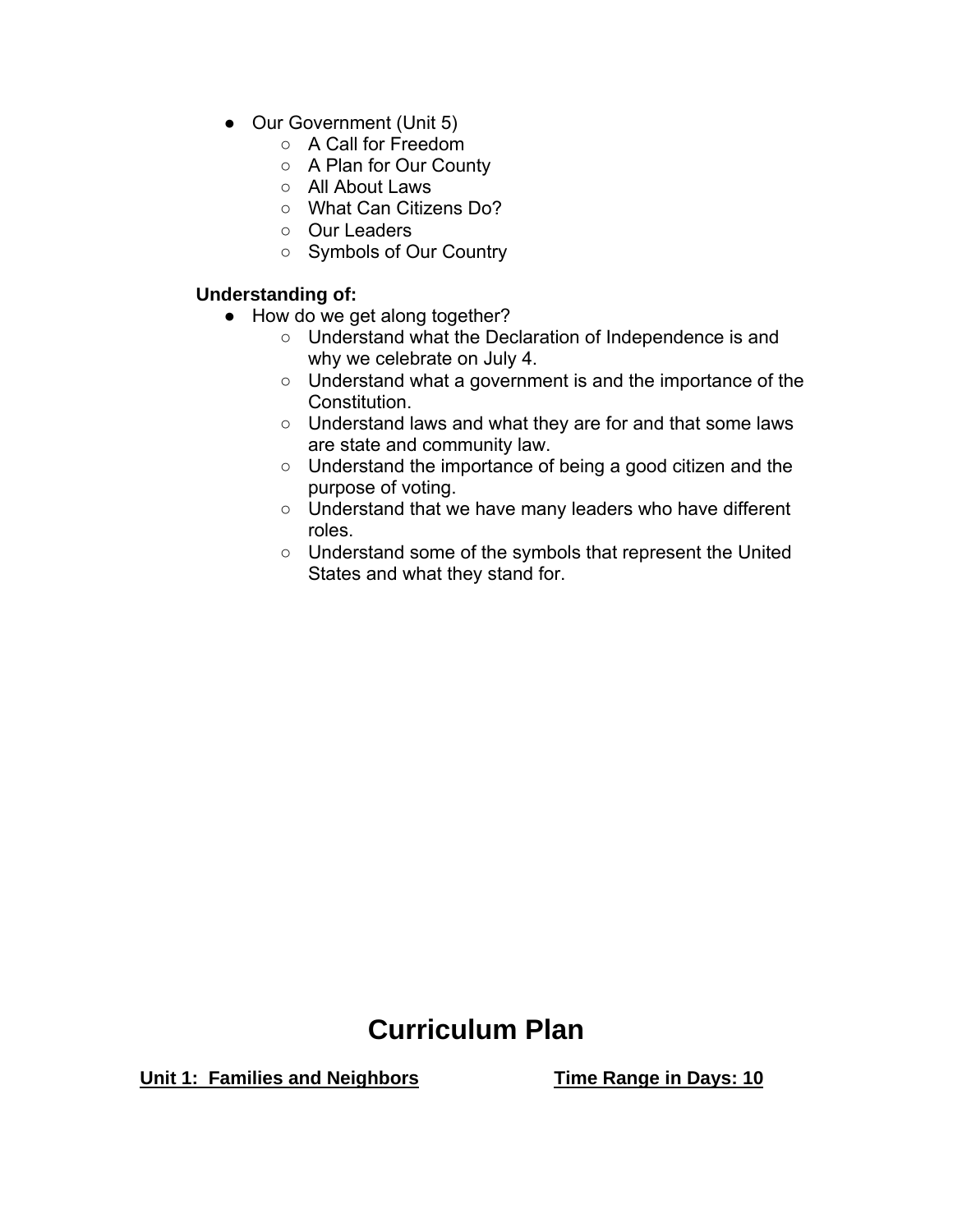- Our Government (Unit 5)
    - A Call for Freedom
    - A Plan for Our County
    - All About Laws
    - What Can Citizens Do?
    - Our Leaders
    - Symbols of Our Country

**Understanding of:**

- How do we get along together?
    - Understand what the Declaration of Independence is and why we celebrate on July 4.
    - Understand what a government is and the importance of the Constitution.
    - Understand laws and what they are for and that some laws are state and community law.
    - Understand the importance of being a good citizen and the purpose of voting.
    - Understand that we have many leaders who have different roles.
    - Understand some of the symbols that represent the United States and what they stand for.

# Curriculum Plan

**Unit 1: Families and Neighbors** **Time Range in Days: 10**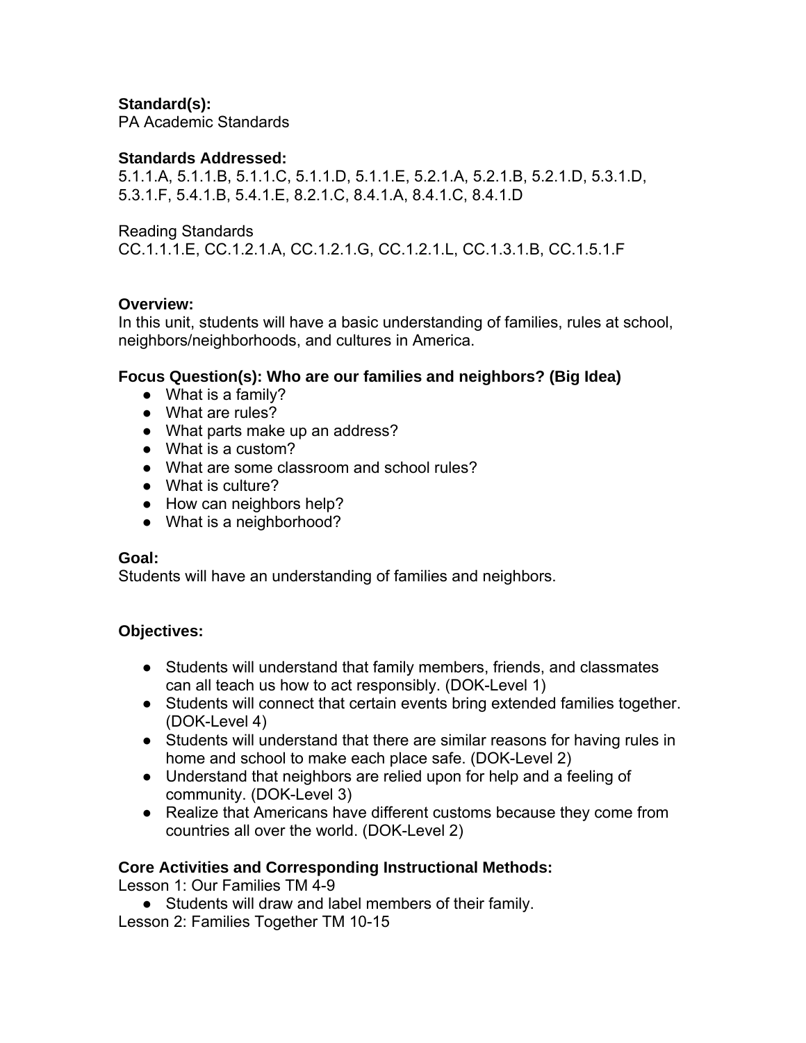**Standard(s):**
PA Academic Standards

**Standards Addressed:**
5.1.1.A, 5.1.1.B, 5.1.1.C, 5.1.1.D, 5.1.1.E, 5.2.1.A, 5.2.1.B, 5.2.1.D, 5.3.1.D, 5.3.1.F, 5.4.1.B, 5.4.1.E, 8.2.1.C, 8.4.1.A, 8.4.1.C, 8.4.1.D

Reading Standards
CC.1.1.1.E, CC.1.2.1.A, CC.1.2.1.G, CC.1.2.1.L, CC.1.3.1.B, CC.1.5.1.F

**Overview:**
In this unit, students will have a basic understanding of families, rules at school, neighbors/neighborhoods, and cultures in America.

**Focus Question(s): Who are our families and neighbors? (Big Idea)**

- What is a family?
- What are rules?
- What parts make up an address?
- What is a custom?
- What are some classroom and school rules?
- What is culture?
- How can neighbors help?
- What is a neighborhood?

**Goal:**
Students will have an understanding of families and neighbors.

**Objectives:**

- Students will understand that family members, friends, and classmates can all teach us how to act responsibly. (DOK-Level 1)
- Students will connect that certain events bring extended families together. (DOK-Level 4)
- Students will understand that there are similar reasons for having rules in home and school to make each place safe. (DOK-Level 2)
- Understand that neighbors are relied upon for help and a feeling of community. (DOK-Level 3)
- Realize that Americans have different customs because they come from countries all over the world. (DOK-Level 2)

**Core Activities and Corresponding Instructional Methods:**
Lesson 1: Our Families TM 4-9

- Students will draw and label members of their family.

Lesson 2: Families Together TM 10-15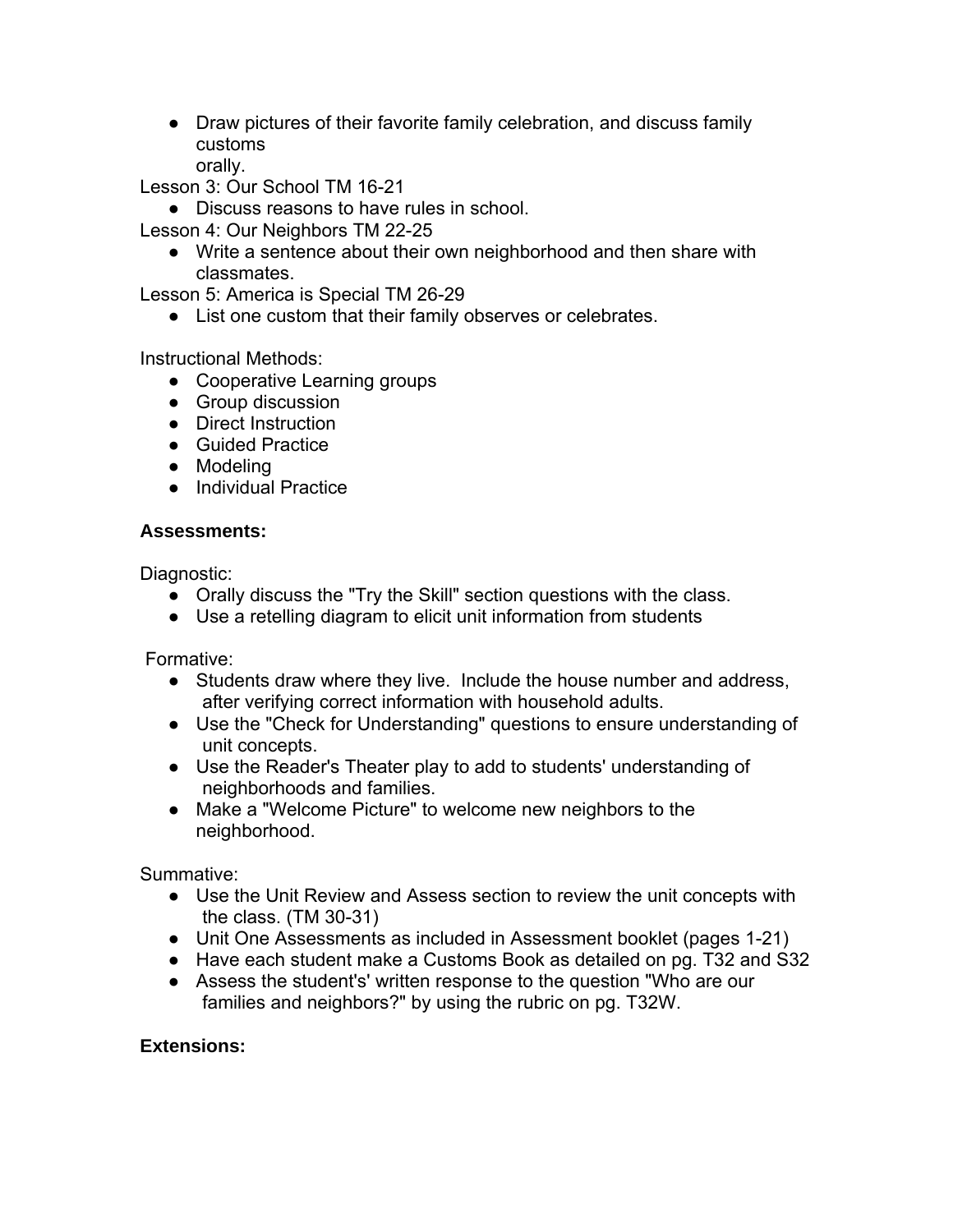- Draw pictures of their favorite family celebration, and discuss family customs orally.

Lesson 3: Our School TM 16-21

- Discuss reasons to have rules in school.

Lesson 4: Our Neighbors TM 22-25

- Write a sentence about their own neighborhood and then share with classmates.

Lesson 5: America is Special TM 26-29

- List one custom that their family observes or celebrates.

Instructional Methods:

- Cooperative Learning groups
- Group discussion
- Direct Instruction
- Guided Practice
- Modeling
- Individual Practice

**Assessments:**

Diagnostic:

- Orally discuss the "Try the Skill" section questions with the class.
- Use a retelling diagram to elicit unit information from students

Formative:

- Students draw where they live. Include the house number and address, after verifying correct information with household adults.
- Use the "Check for Understanding" questions to ensure understanding of unit concepts.
- Use the Reader's Theater play to add to students' understanding of neighborhoods and families.
- Make a "Welcome Picture" to welcome new neighbors to the neighborhood.

Summative:

- Use the Unit Review and Assess section to review the unit concepts with the class. (TM 30-31)
- Unit One Assessments as included in Assessment booklet (pages 1-21)
- Have each student make a Customs Book as detailed on pg. T32 and S32
- Assess the student's' written response to the question "Who are our families and neighbors?" by using the rubric on pg. T32W.

**Extensions:**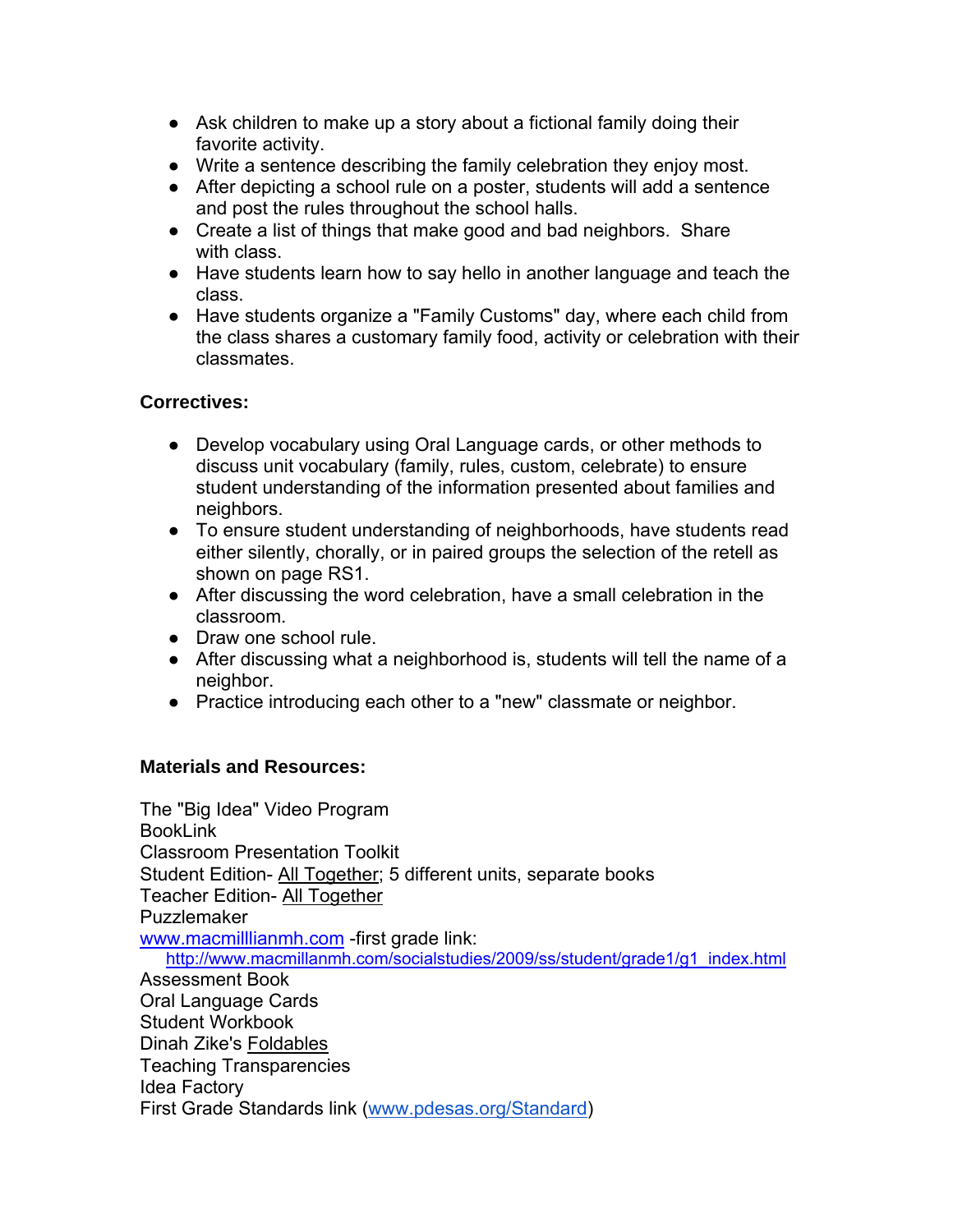- Ask children to make up a story about a fictional family doing their favorite activity.
- Write a sentence describing the family celebration they enjoy most.
- After depicting a school rule on a poster, students will add a sentence and post the rules throughout the school halls.
- Create a list of things that make good and bad neighbors. Share with class.
- Have students learn how to say hello in another language and teach the class.
- Have students organize a "Family Customs" day, where each child from the class shares a customary family food, activity or celebration with their classmates.

**Correctives:**

- Develop vocabulary using Oral Language cards, or other methods to discuss unit vocabulary (family, rules, custom, celebrate) to ensure student understanding of the information presented about families and neighbors.
- To ensure student understanding of neighborhoods, have students read either silently, chorally, or in paired groups the selection of the retell as shown on page RS1.
- After discussing the word celebration, have a small celebration in the classroom.
- Draw one school rule.
- After discussing what a neighborhood is, students will tell the name of a neighbor.
- Practice introducing each other to a "new" classmate or neighbor.

**Materials and Resources:**

The "Big Idea" Video Program
BookLink
Classroom Presentation Toolkit
Student Edition- All Together; 5 different units, separate books
Teacher Edition- All Together
Puzzlemaker
www.macmilllianmh.com -first grade link:
http://www.macmillanmh.com/socialstudies/2009/ss/student/grade1/g1_index.html
Assessment Book
Oral Language Cards
Student Workbook
Dinah Zike's Foldables
Teaching Transparencies
Idea Factory
First Grade Standards link (www.pdesas.org/Standard)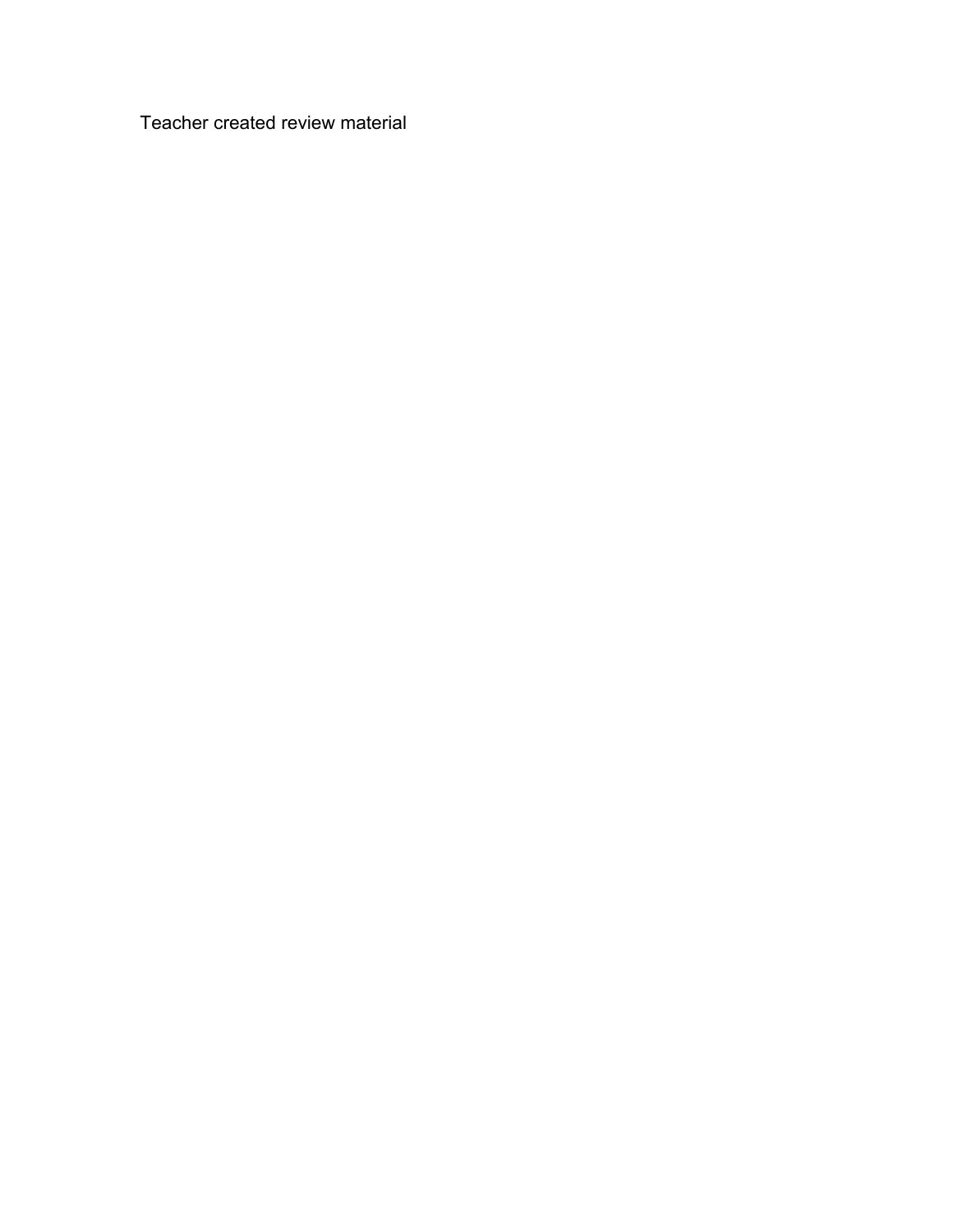Teacher created review material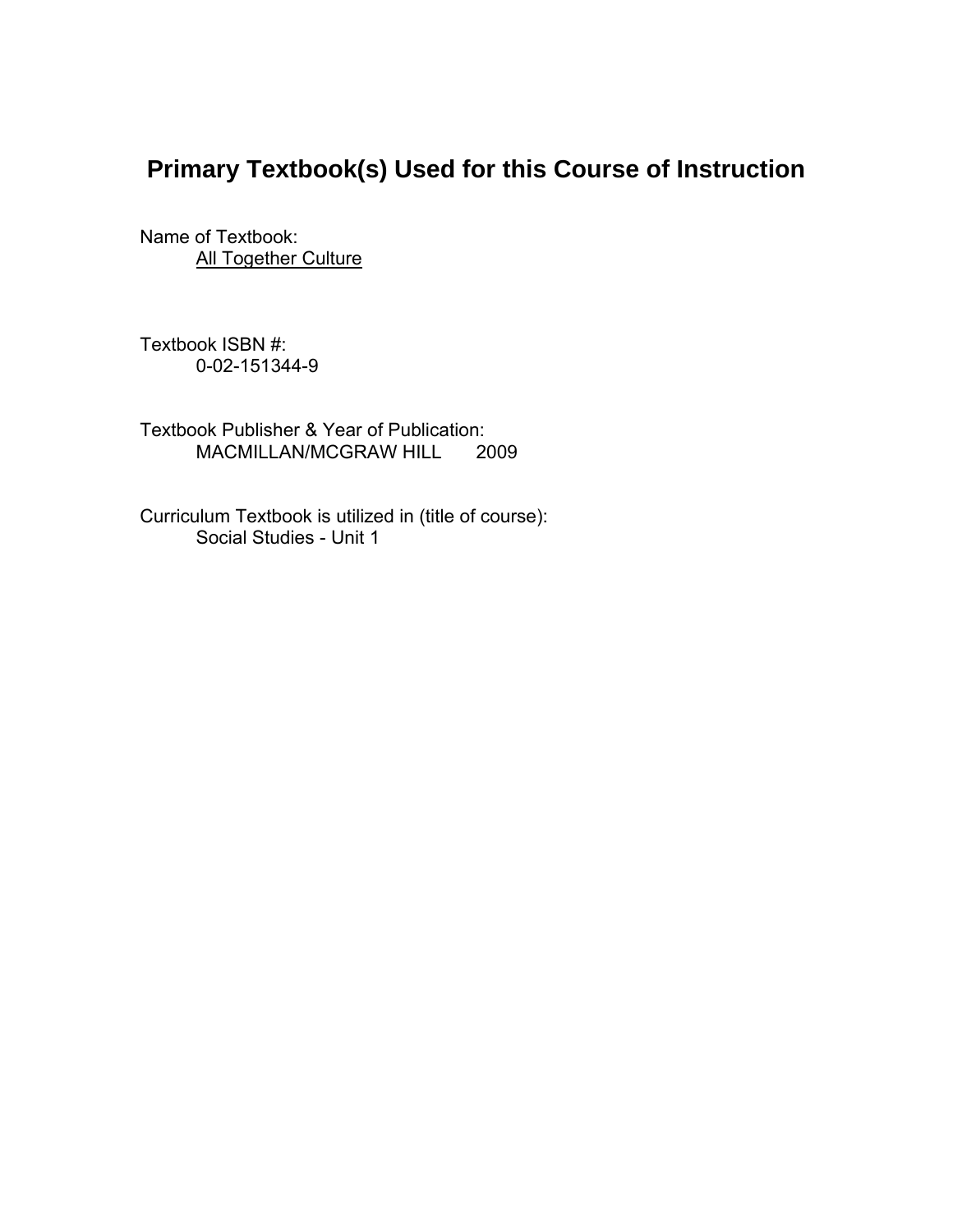## Primary Textbook(s) Used for this Course of Instruction

Name of Textbook:
<u>All Together Culture</u>

Textbook ISBN #:
0-02-151344-9

Textbook Publisher & Year of Publication:
MACMILLAN/MCGRAW HILL 2009

Curriculum Textbook is utilized in (title of course):
Social Studies - Unit 1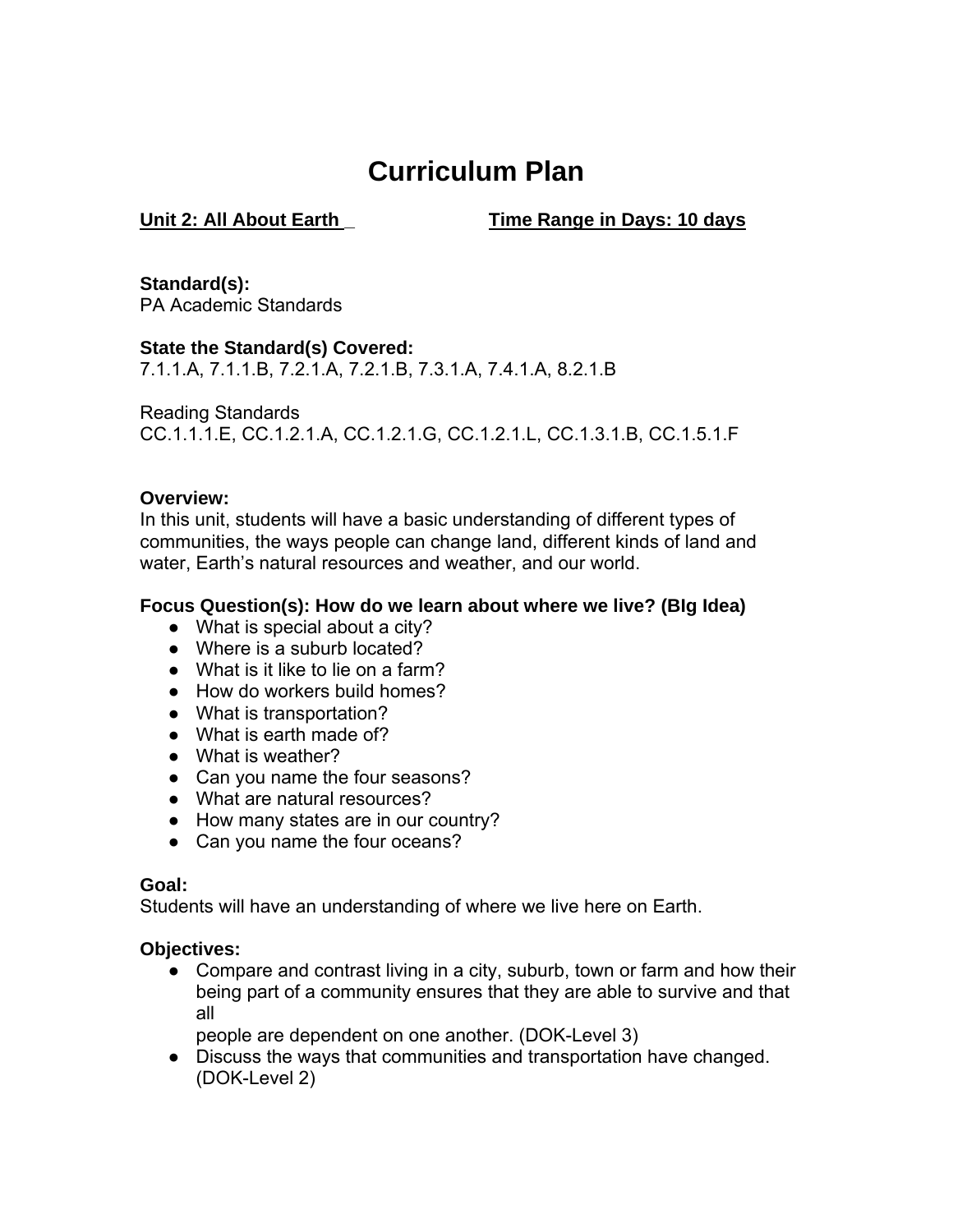# Curriculum Plan

**Unit 2: All About Earth** **Time Range in Days: 10 days**

**Standard(s):**
PA Academic Standards

**State the Standard(s) Covered:**
7.1.1.A, 7.1.1.B, 7.2.1.A, 7.2.1.B, 7.3.1.A, 7.4.1.A, 8.2.1.B

Reading Standards
CC.1.1.1.E, CC.1.2.1.A, CC.1.2.1.G, CC.1.2.1.L, CC.1.3.1.B, CC.1.5.1.F

**Overview:**
In this unit, students will have a basic understanding of different types of communities, the ways people can change land, different kinds of land and water, Earth's natural resources and weather, and our world.

**Focus Question(s): How do we learn about where we live? (BIg Idea)**

- What is special about a city?
- Where is a suburb located?
- What is it like to lie on a farm?
- How do workers build homes?
- What is transportation?
- What is earth made of?
- What is weather?
- Can you name the four seasons?
- What are natural resources?
- How many states are in our country?
- Can you name the four oceans?

**Goal:**
Students will have an understanding of where we live here on Earth.

**Objectives:**

- Compare and contrast living in a city, suburb, town or farm and how their being part of a community ensures that they are able to survive and that all people are dependent on one another. (DOK-Level 3)
- Discuss the ways that communities and transportation have changed. (DOK-Level 2)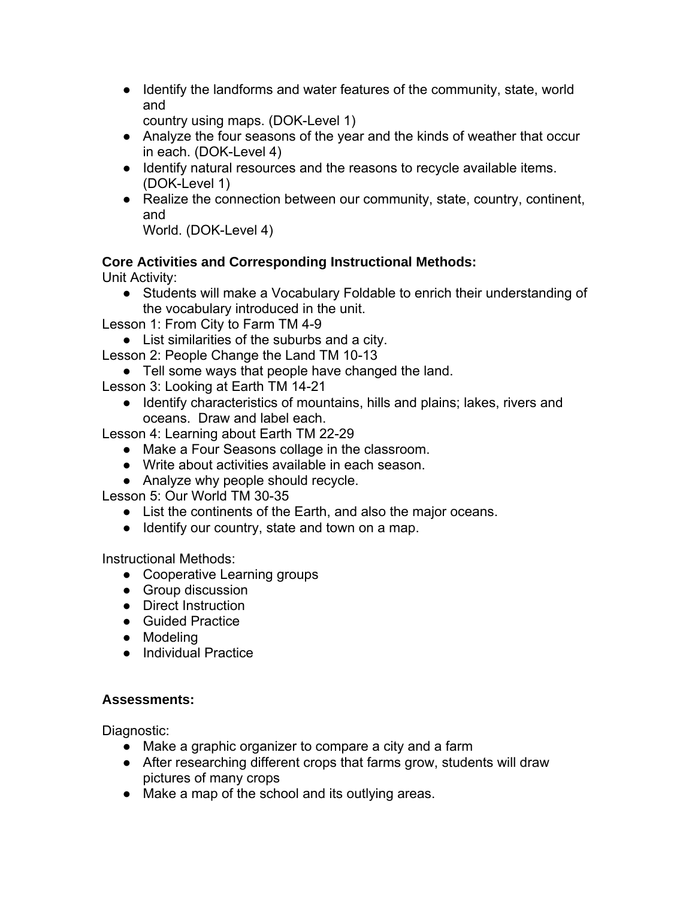- Identify the landforms and water features of the community, state, world and country using maps. (DOK-Level 1)
- Analyze the four seasons of the year and the kinds of weather that occur in each. (DOK-Level 4)
- Identify natural resources and the reasons to recycle available items. (DOK-Level 1)
- Realize the connection between our community, state, country, continent, and World. (DOK-Level 4)

**Core Activities and Corresponding Instructional Methods:**

Unit Activity:

- Students will make a Vocabulary Foldable to enrich their understanding of the vocabulary introduced in the unit.

Lesson 1: From City to Farm TM 4-9

- List similarities of the suburbs and a city.

Lesson 2: People Change the Land TM 10-13

- Tell some ways that people have changed the land.

Lesson 3: Looking at Earth TM 14-21

- Identify characteristics of mountains, hills and plains; lakes, rivers and oceans. Draw and label each.

Lesson 4: Learning about Earth TM 22-29

- Make a Four Seasons collage in the classroom.
- Write about activities available in each season.
- Analyze why people should recycle.

Lesson 5: Our World TM 30-35

- List the continents of the Earth, and also the major oceans.
- Identify our country, state and town on a map.

Instructional Methods:

- Cooperative Learning groups
- Group discussion
- Direct Instruction
- Guided Practice
- Modeling
- Individual Practice

**Assessments:**

Diagnostic:

- Make a graphic organizer to compare a city and a farm
- After researching different crops that farms grow, students will draw pictures of many crops
- Make a map of the school and its outlying areas.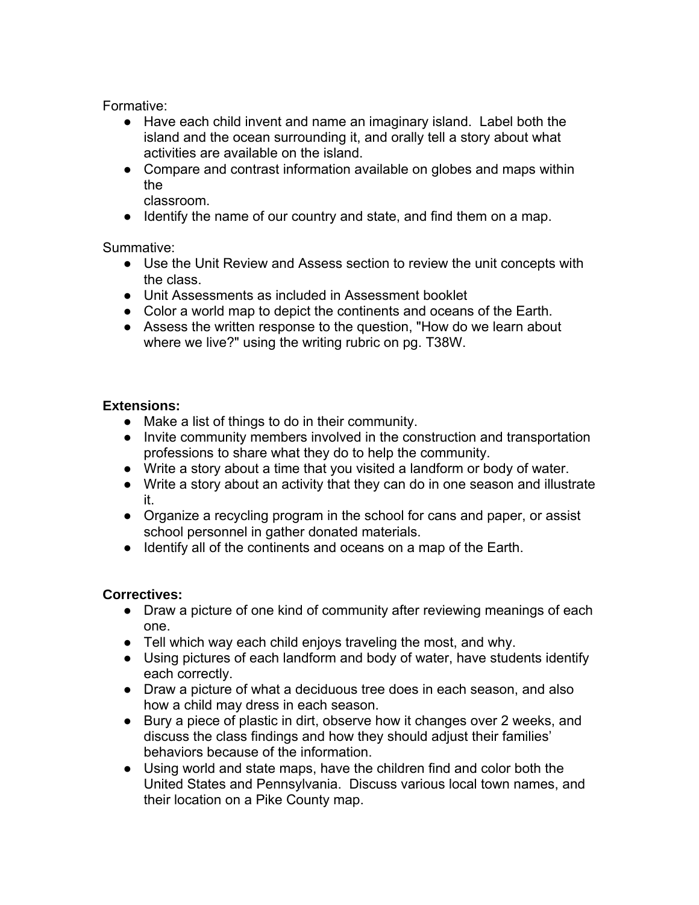Formative:

- Have each child invent and name an imaginary island. Label both the island and the ocean surrounding it, and orally tell a story about what activities are available on the island.
- Compare and contrast information available on globes and maps within the classroom.
- Identify the name of our country and state, and find them on a map.

Summative:

- Use the Unit Review and Assess section to review the unit concepts with the class.
- Unit Assessments as included in Assessment booklet
- Color a world map to depict the continents and oceans of the Earth.
- Assess the written response to the question, "How do we learn about where we live?" using the writing rubric on pg. T38W.

**Extensions:**

- Make a list of things to do in their community.
- Invite community members involved in the construction and transportation professions to share what they do to help the community.
- Write a story about a time that you visited a landform or body of water.
- Write a story about an activity that they can do in one season and illustrate it.
- Organize a recycling program in the school for cans and paper, or assist school personnel in gather donated materials.
- Identify all of the continents and oceans on a map of the Earth.

**Correctives:**

- Draw a picture of one kind of community after reviewing meanings of each one.
- Tell which way each child enjoys traveling the most, and why.
- Using pictures of each landform and body of water, have students identify each correctly.
- Draw a picture of what a deciduous tree does in each season, and also how a child may dress in each season.
- Bury a piece of plastic in dirt, observe how it changes over 2 weeks, and discuss the class findings and how they should adjust their families' behaviors because of the information.
- Using world and state maps, have the children find and color both the United States and Pennsylvania. Discuss various local town names, and their location on a Pike County map.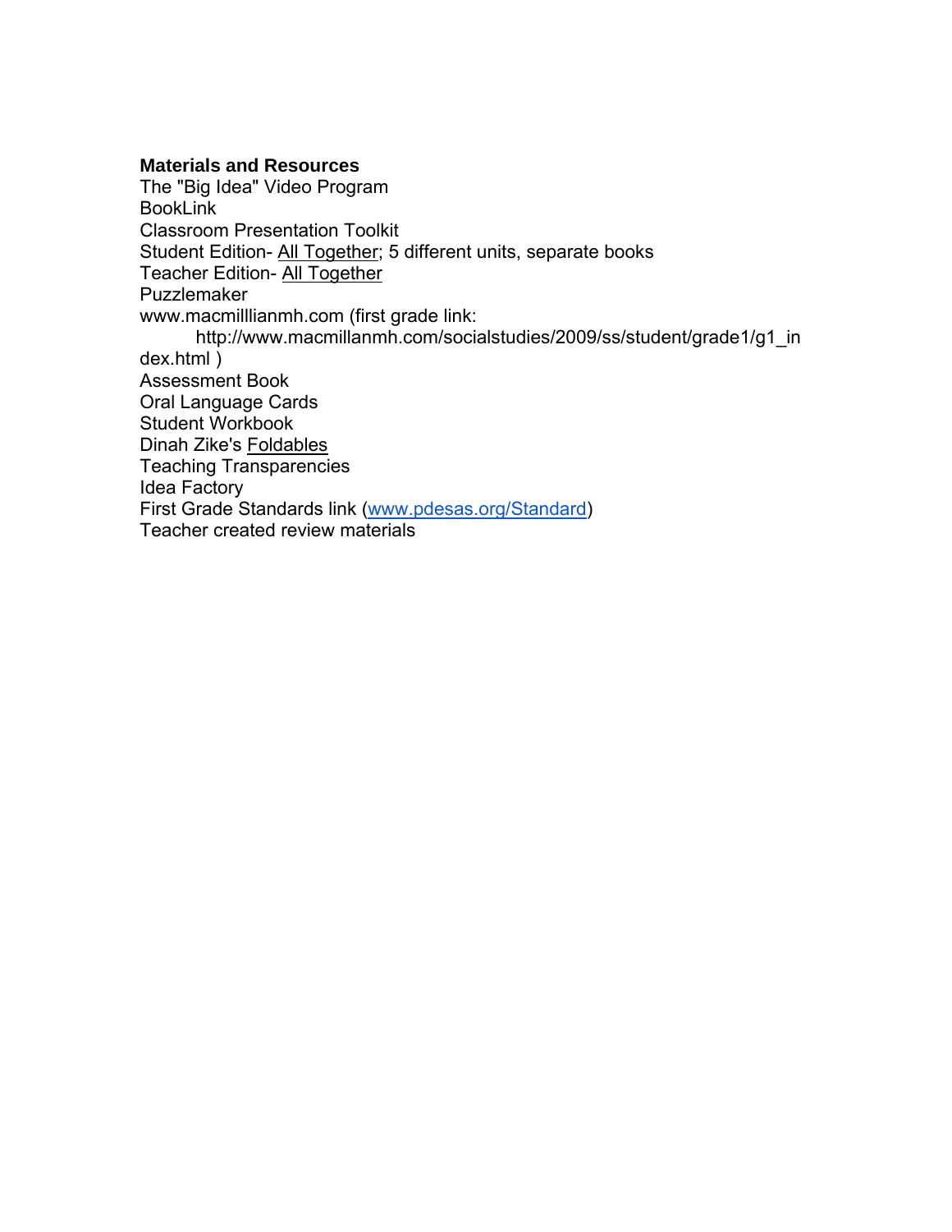**Materials and Resources**

The "Big Idea" Video Program
BookLink
Classroom Presentation Toolkit
Student Edition- All Together; 5 different units, separate books
Teacher Edition- All Together
Puzzlemaker
www.macmilllianmh.com (first grade link:
http://www.macmillanmh.com/socialstudies/2009/ss/student/grade1/g1_index.html )
Assessment Book
Oral Language Cards
Student Workbook
Dinah Zike's Foldables
Teaching Transparencies
Idea Factory
First Grade Standards link (www.pdesas.org/Standard)
Teacher created review materials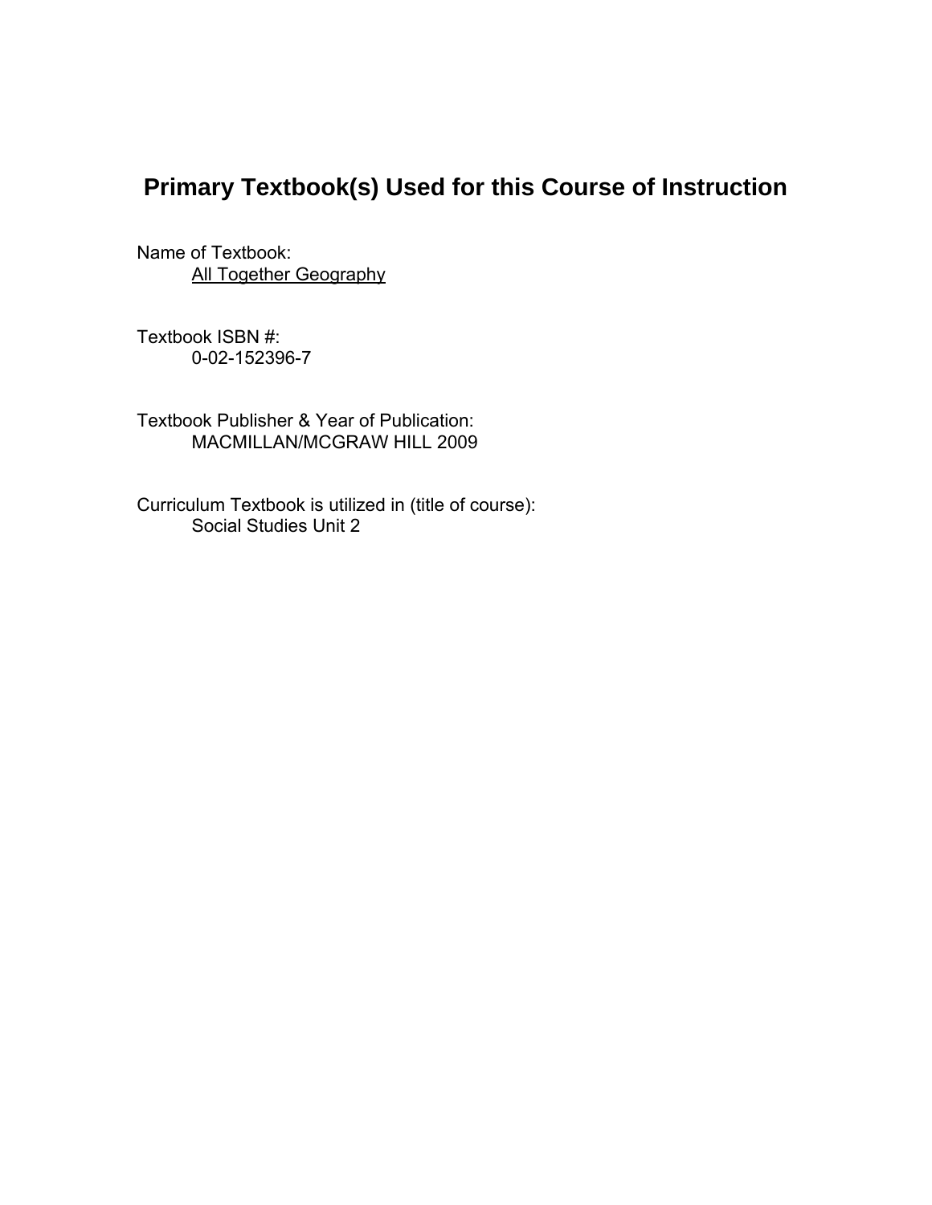# Primary Textbook(s) Used for this Course of Instruction

Name of Textbook:
All Together Geography

Textbook ISBN #:
0-02-152396-7

Textbook Publisher & Year of Publication:
MACMILLAN/MCGRAW HILL 2009

Curriculum Textbook is utilized in (title of course):
Social Studies Unit 2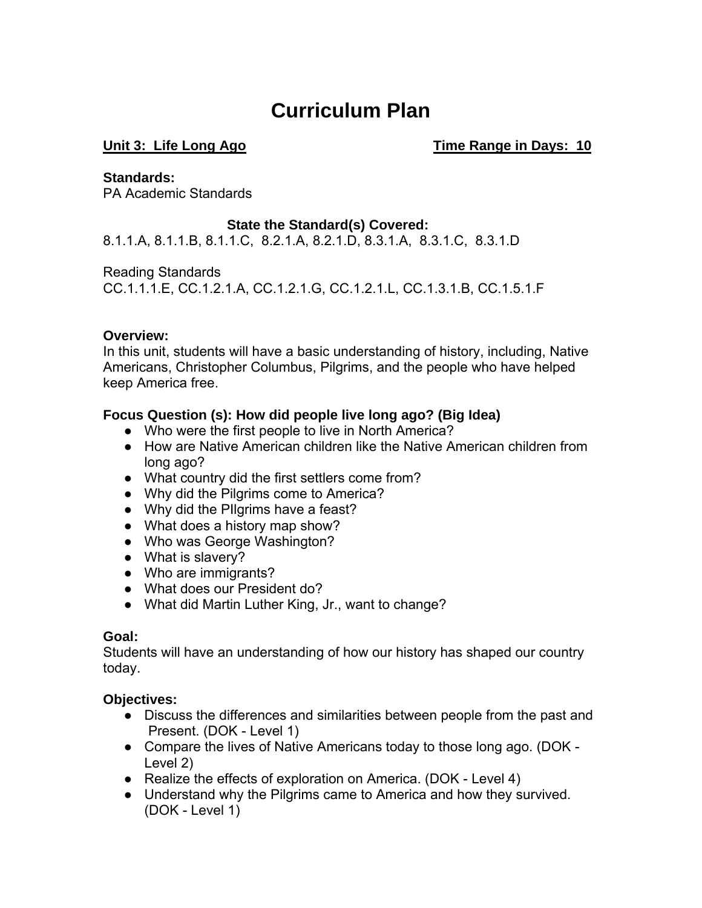# Curriculum Plan

**Unit 3: Life Long Ago** **Time Range in Days: 10**

**Standards:**
PA Academic Standards

**State the Standard(s) Covered:**
8.1.1.A, 8.1.1.B, 8.1.1.C, 8.2.1.A, 8.2.1.D, 8.3.1.A, 8.3.1.C, 8.3.1.D

Reading Standards
CC.1.1.1.E, CC.1.2.1.A, CC.1.2.1.G, CC.1.2.1.L, CC.1.3.1.B, CC.1.5.1.F

**Overview:**
In this unit, students will have a basic understanding of history, including, Native Americans, Christopher Columbus, Pilgrims, and the people who have helped keep America free.

**Focus Question (s): How did people live long ago? (Big Idea)**
- Who were the first people to live in North America?
- How are Native American children like the Native American children from long ago?
- What country did the first settlers come from?
- Why did the Pilgrims come to America?
- Why did the PIlgrims have a feast?
- What does a history map show?
- Who was George Washington?
- What is slavery?
- Who are immigrants?
- What does our President do?
- What did Martin Luther King, Jr., want to change?

**Goal:**
Students will have an understanding of how our history has shaped our country today.

**Objectives:**
- Discuss the differences and similarities between people from the past and Present. (DOK - Level 1)
- Compare the lives of Native Americans today to those long ago. (DOK - Level 2)
- Realize the effects of exploration on America. (DOK - Level 4)
- Understand why the Pilgrims came to America and how they survived. (DOK - Level 1)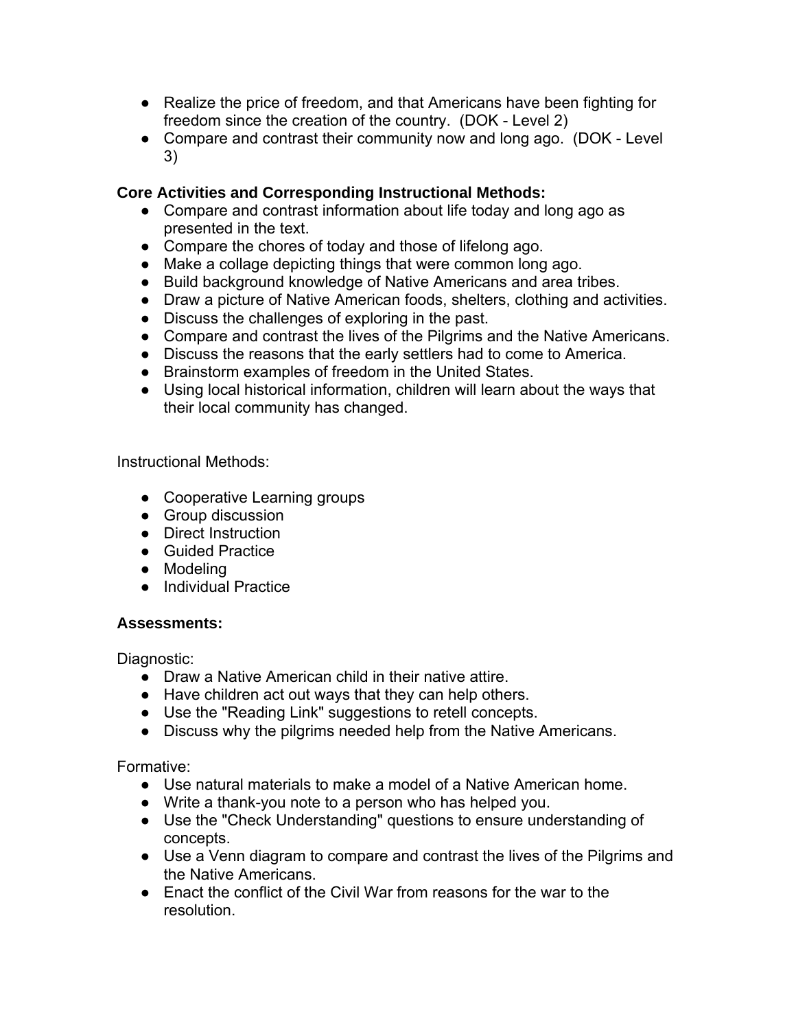- Realize the price of freedom, and that Americans have been fighting for freedom since the creation of the country. (DOK - Level 2)
- Compare and contrast their community now and long ago. (DOK - Level 3)

**Core Activities and Corresponding Instructional Methods:**

- Compare and contrast information about life today and long ago as presented in the text.
- Compare the chores of today and those of lifelong ago.
- Make a collage depicting things that were common long ago.
- Build background knowledge of Native Americans and area tribes.
- Draw a picture of Native American foods, shelters, clothing and activities.
- Discuss the challenges of exploring in the past.
- Compare and contrast the lives of the Pilgrims and the Native Americans.
- Discuss the reasons that the early settlers had to come to America.
- Brainstorm examples of freedom in the United States.
- Using local historical information, children will learn about the ways that their local community has changed.

Instructional Methods:

- Cooperative Learning groups
- Group discussion
- Direct Instruction
- Guided Practice
- Modeling
- Individual Practice

**Assessments:**

Diagnostic:

- Draw a Native American child in their native attire.
- Have children act out ways that they can help others.
- Use the "Reading Link" suggestions to retell concepts.
- Discuss why the pilgrims needed help from the Native Americans.

Formative:

- Use natural materials to make a model of a Native American home.
- Write a thank-you note to a person who has helped you.
- Use the "Check Understanding" questions to ensure understanding of concepts.
- Use a Venn diagram to compare and contrast the lives of the Pilgrims and the Native Americans.
- Enact the conflict of the Civil War from reasons for the war to the resolution.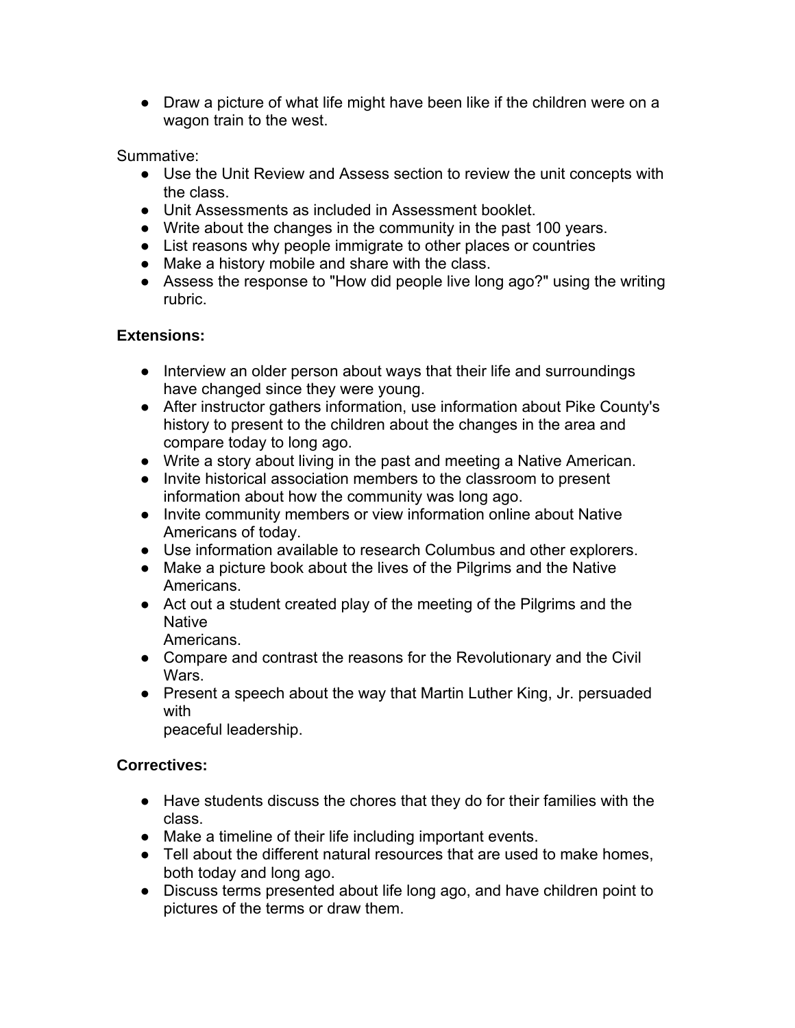- Draw a picture of what life might have been like if the children were on a wagon train to the west.

Summative:

- Use the Unit Review and Assess section to review the unit concepts with the class.
- Unit Assessments as included in Assessment booklet.
- Write about the changes in the community in the past 100 years.
- List reasons why people immigrate to other places or countries
- Make a history mobile and share with the class.
- Assess the response to "How did people live long ago?" using the writing rubric.

**Extensions:**

- Interview an older person about ways that their life and surroundings have changed since they were young.
- After instructor gathers information, use information about Pike County's history to present to the children about the changes in the area and compare today to long ago.
- Write a story about living in the past and meeting a Native American.
- Invite historical association members to the classroom to present information about how the community was long ago.
- Invite community members or view information online about Native Americans of today.
- Use information available to research Columbus and other explorers.
- Make a picture book about the lives of the Pilgrims and the Native Americans.
- Act out a student created play of the meeting of the Pilgrims and the Native Americans.
- Compare and contrast the reasons for the Revolutionary and the Civil Wars.
- Present a speech about the way that Martin Luther King, Jr. persuaded with peaceful leadership.

**Correctives:**

- Have students discuss the chores that they do for their families with the class.
- Make a timeline of their life including important events.
- Tell about the different natural resources that are used to make homes, both today and long ago.
- Discuss terms presented about life long ago, and have children point to pictures of the terms or draw them.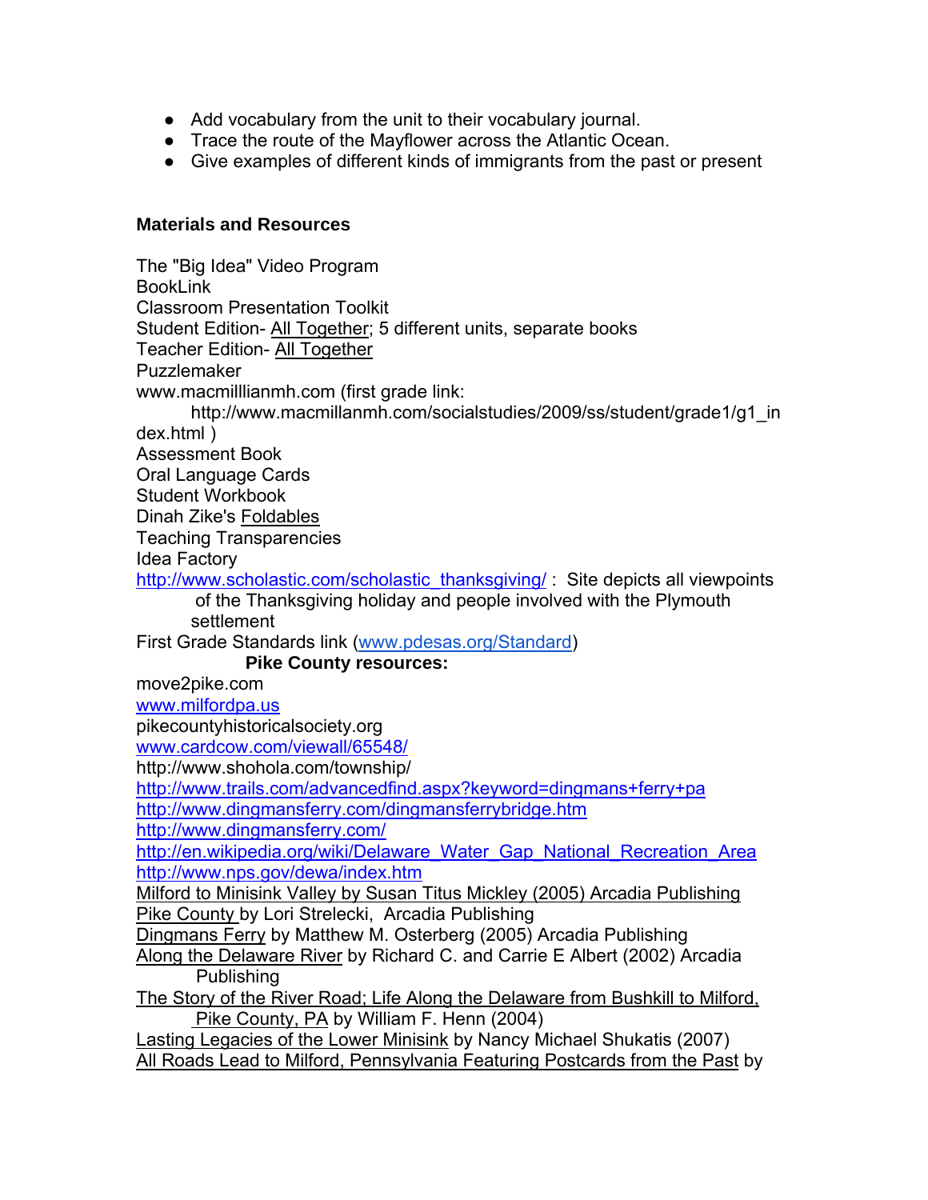- Add vocabulary from the unit to their vocabulary journal.
- Trace the route of the Mayflower across the Atlantic Ocean.
- Give examples of different kinds of immigrants from the past or present

**Materials and Resources**

The "Big Idea" Video Program
BookLink
Classroom Presentation Toolkit
Student Edition- All Together; 5 different units, separate books
Teacher Edition- All Together
Puzzlemaker
www.macmilllianmh.com (first grade link:
http://www.macmillanmh.com/socialstudies/2009/ss/student/grade1/g1_index.html )
Assessment Book
Oral Language Cards
Student Workbook
Dinah Zike's Foldables
Teaching Transparencies
Idea Factory
http://www.scholastic.com/scholastic_thanksgiving/ : Site depicts all viewpoints of the Thanksgiving holiday and people involved with the Plymouth settlement
First Grade Standards link (www.pdesas.org/Standard)

**Pike County resources:**

move2pike.com
www.milfordpa.us
pikecountyhistoricalsociety.org
www.cardcow.com/viewall/65548/
http://www.shohola.com/township/
http://www.trails.com/advancedfind.aspx?keyword=dingmans+ferry+pa
http://www.dingmansferry.com/dingmansferrybridge.htm
http://www.dingmansferry.com/
http://en.wikipedia.org/wiki/Delaware_Water_Gap_National_Recreation_Area
http://www.nps.gov/dewa/index.htm
Milford to Minisink Valley by Susan Titus Mickley (2005) Arcadia Publishing
Pike County by Lori Strelecki, Arcadia Publishing
Dingmans Ferry by Matthew M. Osterberg (2005) Arcadia Publishing
Along the Delaware River by Richard C. and Carrie E Albert (2002) Arcadia Publishing
The Story of the River Road; Life Along the Delaware from Bushkill to Milford, Pike County, PA by William F. Henn (2004)
Lasting Legacies of the Lower Minisink by Nancy Michael Shukatis (2007)
All Roads Lead to Milford, Pennsylvania Featuring Postcards from the Past by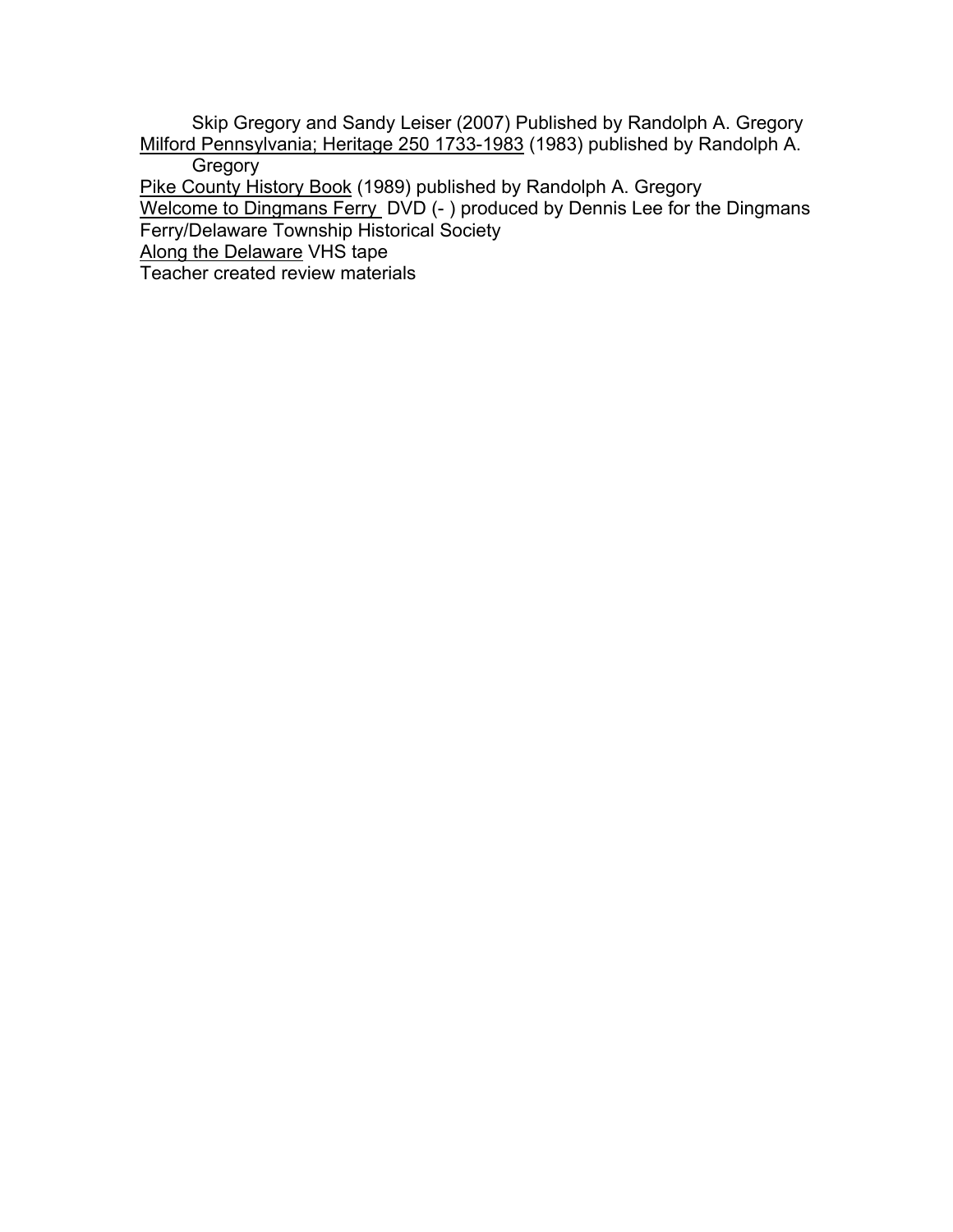Skip Gregory and Sandy Leiser (2007) Published by Randolph A. Gregory

Milford Pennsylvania; Heritage 250 1733-1983 (1983) published by Randolph A. Gregory

Pike County History Book (1989) published by Randolph A. Gregory

Welcome to Dingmans Ferry DVD (- ) produced by Dennis Lee for the Dingmans Ferry/Delaware Township Historical Society

Along the Delaware VHS tape

Teacher created review materials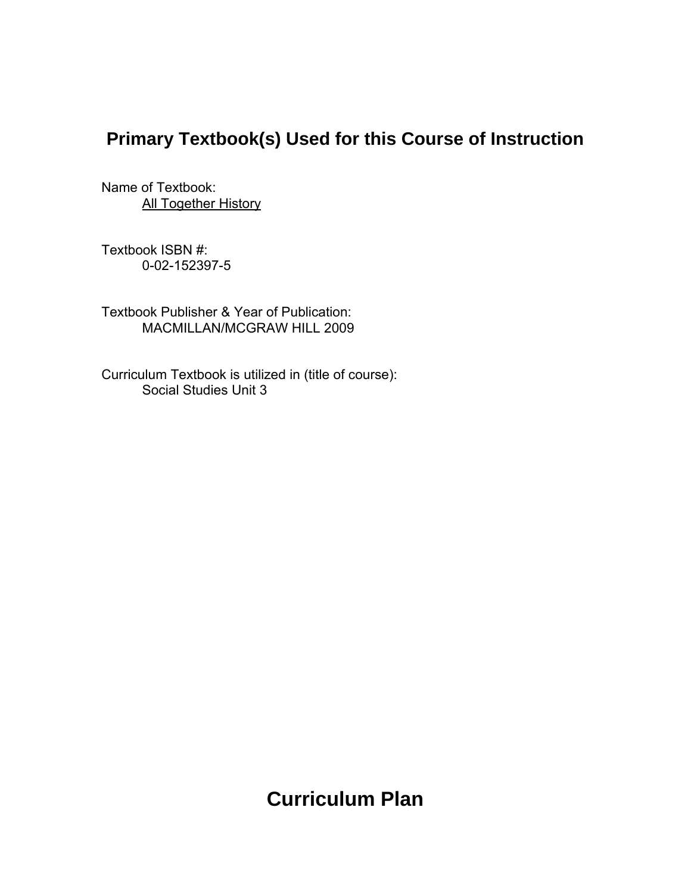## Primary Textbook(s) Used for this Course of Instruction

Name of Textbook:
All Together History

Textbook ISBN #:
0-02-152397-5

Textbook Publisher & Year of Publication:
MACMILLAN/MCGRAW HILL 2009

Curriculum Textbook is utilized in (title of course):
Social Studies Unit 3

# Curriculum Plan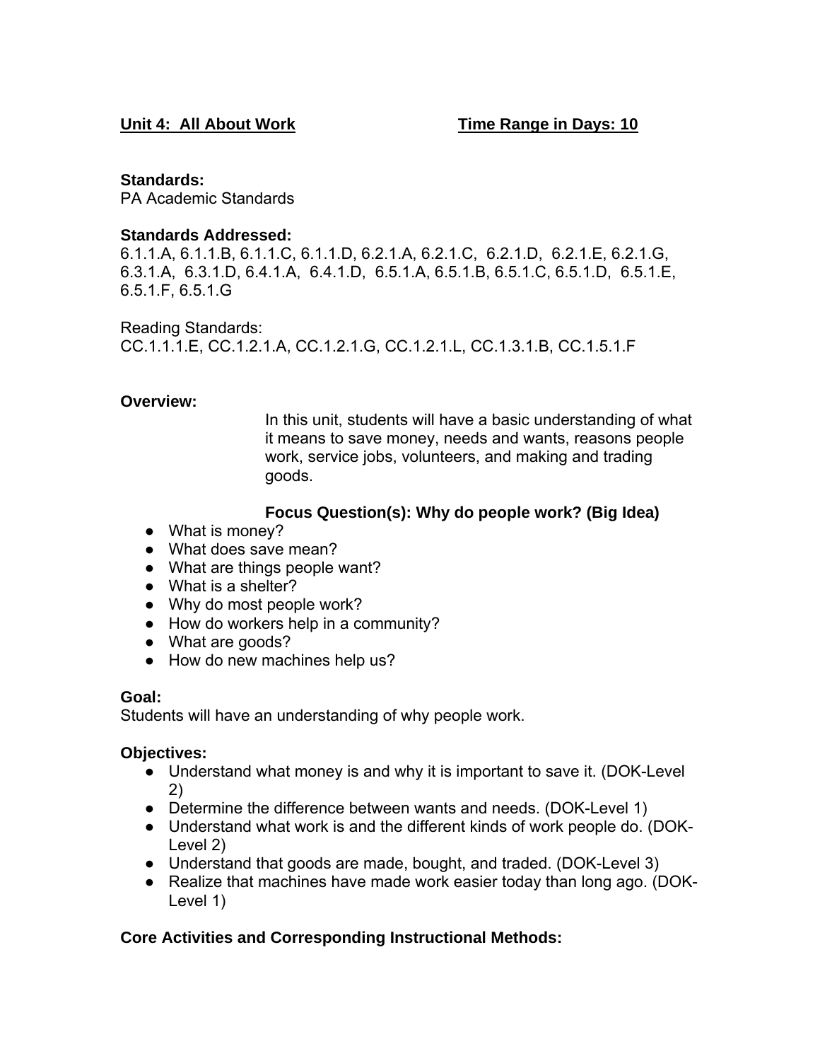**Unit 4: All About Work** **Time Range in Days: 10**

**Standards:**
PA Academic Standards

**Standards Addressed:**
6.1.1.A, 6.1.1.B, 6.1.1.C, 6.1.1.D, 6.2.1.A, 6.2.1.C, 6.2.1.D, 6.2.1.E, 6.2.1.G, 6.3.1.A, 6.3.1.D, 6.4.1.A, 6.4.1.D, 6.5.1.A, 6.5.1.B, 6.5.1.C, 6.5.1.D, 6.5.1.E, 6.5.1.F, 6.5.1.G

Reading Standards:
CC.1.1.1.E, CC.1.2.1.A, CC.1.2.1.G, CC.1.2.1.L, CC.1.3.1.B, CC.1.5.1.F

**Overview:**

In this unit, students will have a basic understanding of what it means to save money, needs and wants, reasons people work, service jobs, volunteers, and making and trading goods.

**Focus Question(s): Why do people work? (Big Idea)**

- What is money?
- What does save mean?
- What are things people want?
- What is a shelter?
- Why do most people work?
- How do workers help in a community?
- What are goods?
- How do new machines help us?

**Goal:**
Students will have an understanding of why people work.

**Objectives:**

- Understand what money is and why it is important to save it. (DOK-Level 2)
- Determine the difference between wants and needs. (DOK-Level 1)
- Understand what work is and the different kinds of work people do. (DOK-Level 2)
- Understand that goods are made, bought, and traded. (DOK-Level 3)
- Realize that machines have made work easier today than long ago. (DOK-Level 1)

**Core Activities and Corresponding Instructional Methods:**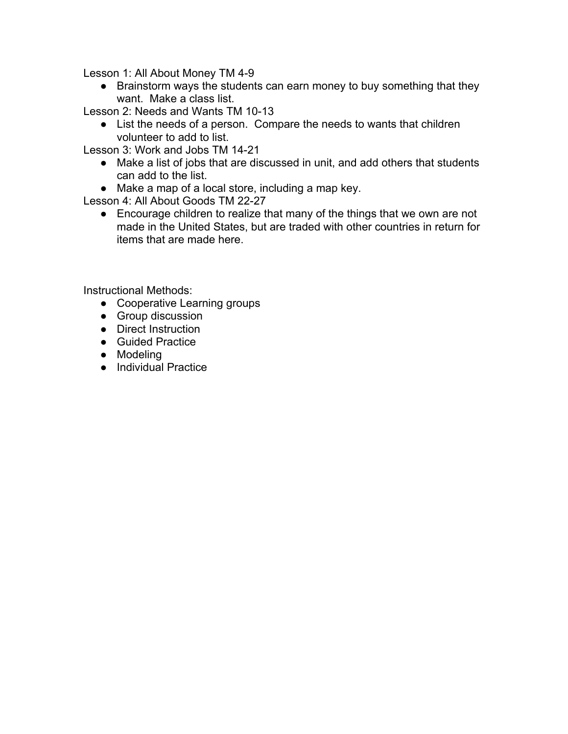Lesson 1: All About Money TM 4-9

- Brainstorm ways the students can earn money to buy something that they want. Make a class list.

Lesson 2: Needs and Wants TM 10-13

- List the needs of a person. Compare the needs to wants that children volunteer to add to list.

Lesson 3: Work and Jobs TM 14-21

- Make a list of jobs that are discussed in unit, and add others that students can add to the list.
- Make a map of a local store, including a map key.

Lesson 4: All About Goods TM 22-27

- Encourage children to realize that many of the things that we own are not made in the United States, but are traded with other countries in return for items that are made here.

Instructional Methods:

- Cooperative Learning groups
- Group discussion
- Direct Instruction
- Guided Practice
- Modeling
- Individual Practice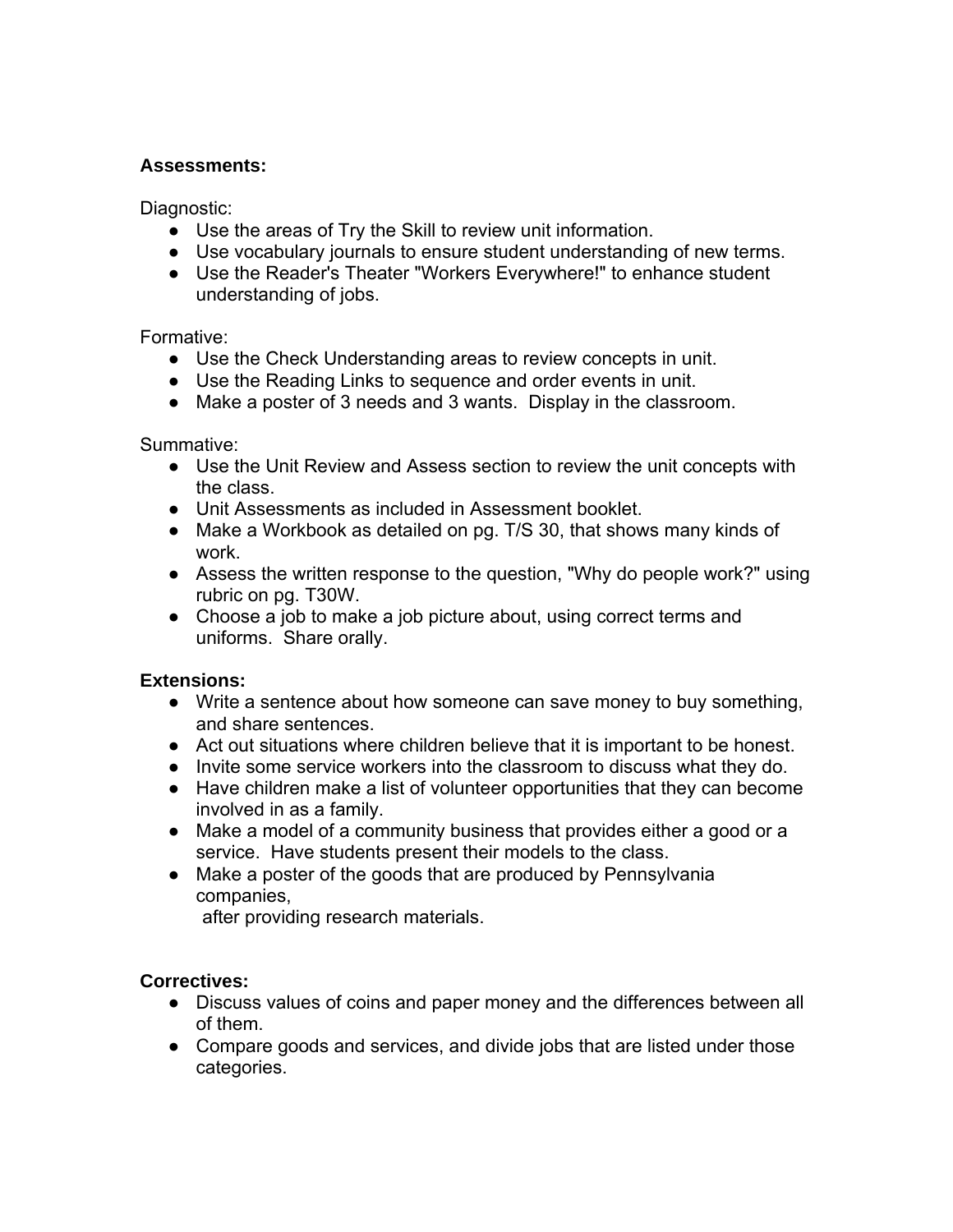**Assessments:**

Diagnostic:

- Use the areas of Try the Skill to review unit information.
- Use vocabulary journals to ensure student understanding of new terms.
- Use the Reader's Theater "Workers Everywhere!" to enhance student understanding of jobs.

Formative:

- Use the Check Understanding areas to review concepts in unit.
- Use the Reading Links to sequence and order events in unit.
- Make a poster of 3 needs and 3 wants. Display in the classroom.

Summative:

- Use the Unit Review and Assess section to review the unit concepts with the class.
- Unit Assessments as included in Assessment booklet.
- Make a Workbook as detailed on pg. T/S 30, that shows many kinds of work.
- Assess the written response to the question, "Why do people work?" using rubric on pg. T30W.
- Choose a job to make a job picture about, using correct terms and uniforms. Share orally.

**Extensions:**

- Write a sentence about how someone can save money to buy something, and share sentences.
- Act out situations where children believe that it is important to be honest.
- Invite some service workers into the classroom to discuss what they do.
- Have children make a list of volunteer opportunities that they can become involved in as a family.
- Make a model of a community business that provides either a good or a service. Have students present their models to the class.
- Make a poster of the goods that are produced by Pennsylvania companies,
  after providing research materials.

**Correctives:**

- Discuss values of coins and paper money and the differences between all of them.
- Compare goods and services, and divide jobs that are listed under those categories.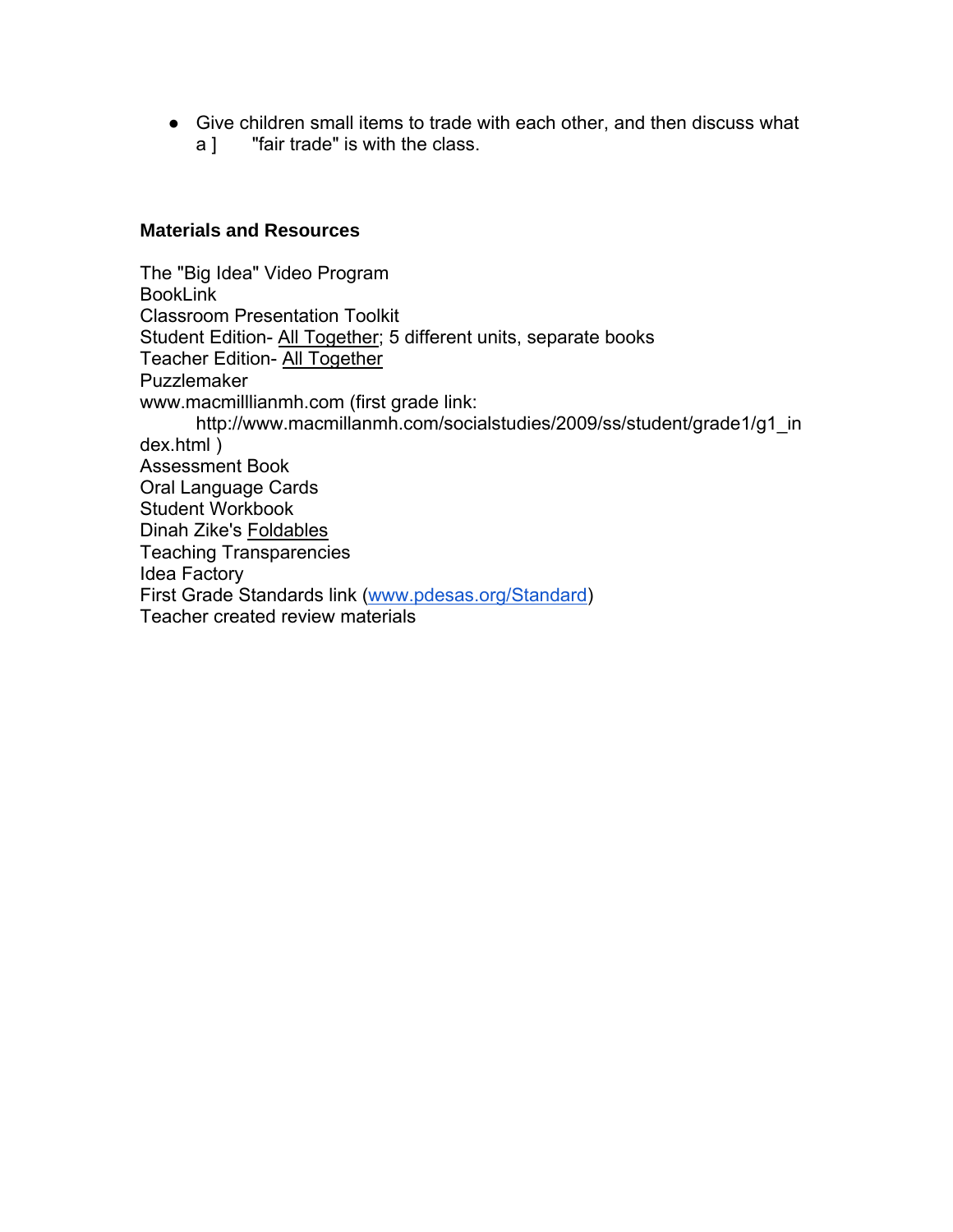- Give children small items to trade with each other, and then discuss what a ] "fair trade" is with the class.

**Materials and Resources**

The "Big Idea" Video Program
BookLink
Classroom Presentation Toolkit
Student Edition- All Together; 5 different units, separate books
Teacher Edition- All Together
Puzzlemaker
www.macmilllianmh.com (first grade link: http://www.macmillanmh.com/socialstudies/2009/ss/student/grade1/g1_index.html )
Assessment Book
Oral Language Cards
Student Workbook
Dinah Zike's Foldables
Teaching Transparencies
Idea Factory
First Grade Standards link (www.pdesas.org/Standard)
Teacher created review materials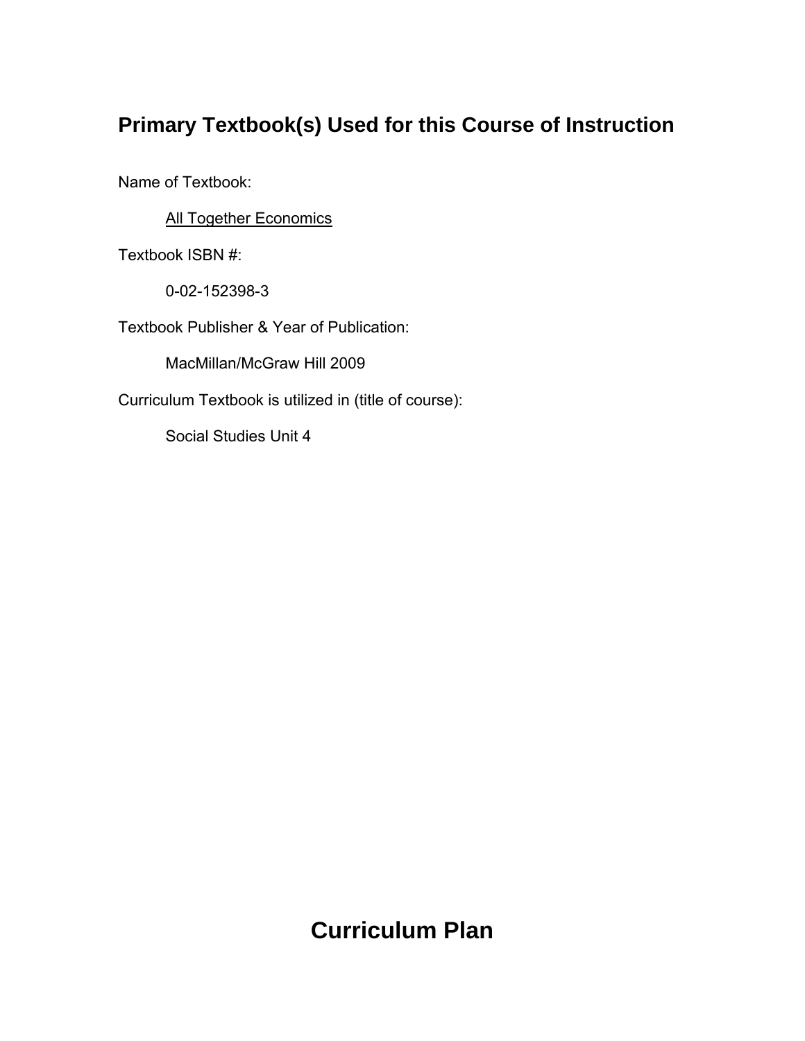## Primary Textbook(s) Used for this Course of Instruction

Name of Textbook:

All Together Economics

Textbook ISBN #:

0-02-152398-3

Textbook Publisher & Year of Publication:

MacMillan/McGraw Hill 2009

Curriculum Textbook is utilized in (title of course):

Social Studies Unit 4

# Curriculum Plan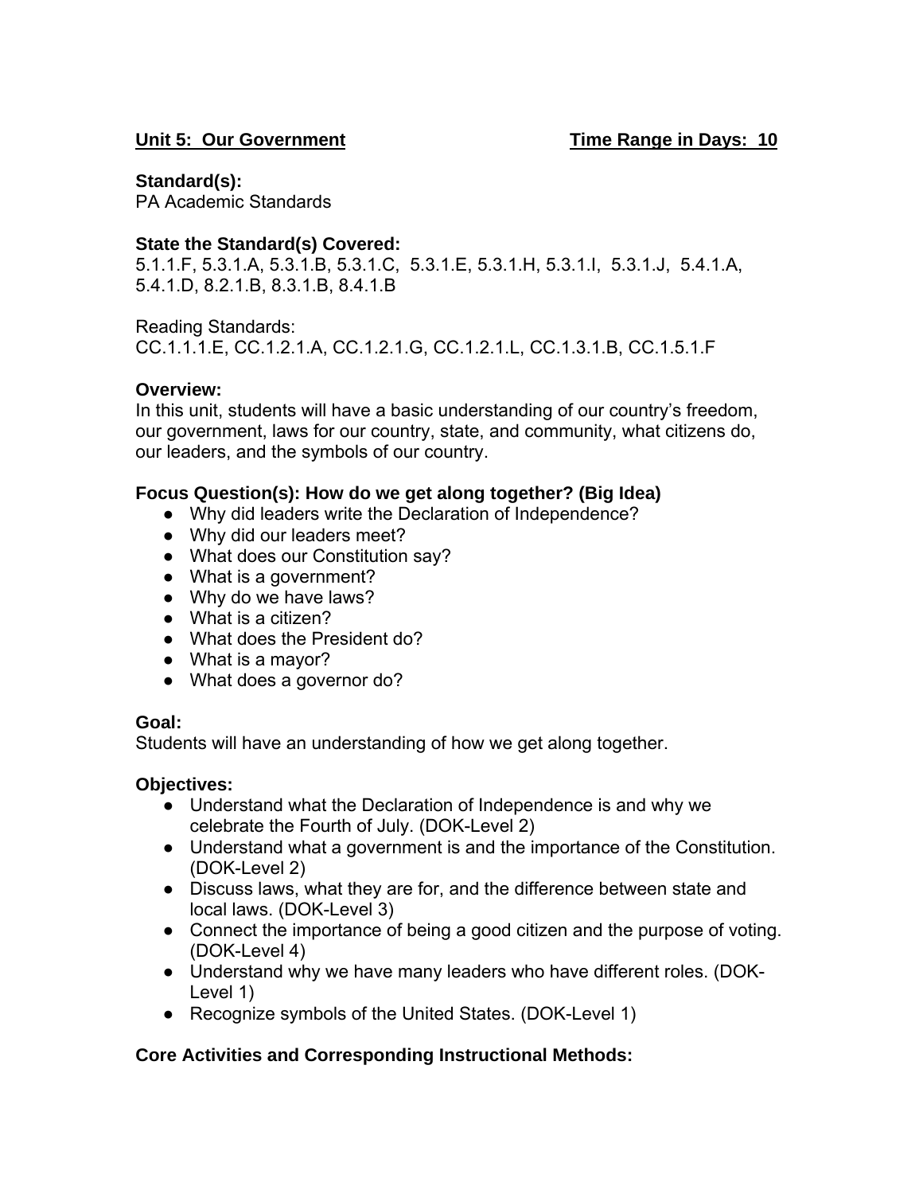**Unit 5: Our Government** **Time Range in Days: 10**

**Standard(s):**
PA Academic Standards

**State the Standard(s) Covered:**
5.1.1.F, 5.3.1.A, 5.3.1.B, 5.3.1.C, 5.3.1.E, 5.3.1.H, 5.3.1.I, 5.3.1.J, 5.4.1.A, 5.4.1.D, 8.2.1.B, 8.3.1.B, 8.4.1.B

Reading Standards:
CC.1.1.1.E, CC.1.2.1.A, CC.1.2.1.G, CC.1.2.1.L, CC.1.3.1.B, CC.1.5.1.F

**Overview:**
In this unit, students will have a basic understanding of our country's freedom, our government, laws for our country, state, and community, what citizens do, our leaders, and the symbols of our country.

**Focus Question(s): How do we get along together? (Big Idea)**

- Why did leaders write the Declaration of Independence?
- Why did our leaders meet?
- What does our Constitution say?
- What is a government?
- Why do we have laws?
- What is a citizen?
- What does the President do?
- What is a mayor?
- What does a governor do?

**Goal:**
Students will have an understanding of how we get along together.

**Objectives:**

- Understand what the Declaration of Independence is and why we celebrate the Fourth of July. (DOK-Level 2)
- Understand what a government is and the importance of the Constitution. (DOK-Level 2)
- Discuss laws, what they are for, and the difference between state and local laws. (DOK-Level 3)
- Connect the importance of being a good citizen and the purpose of voting. (DOK-Level 4)
- Understand why we have many leaders who have different roles. (DOK-Level 1)
- Recognize symbols of the United States. (DOK-Level 1)

**Core Activities and Corresponding Instructional Methods:**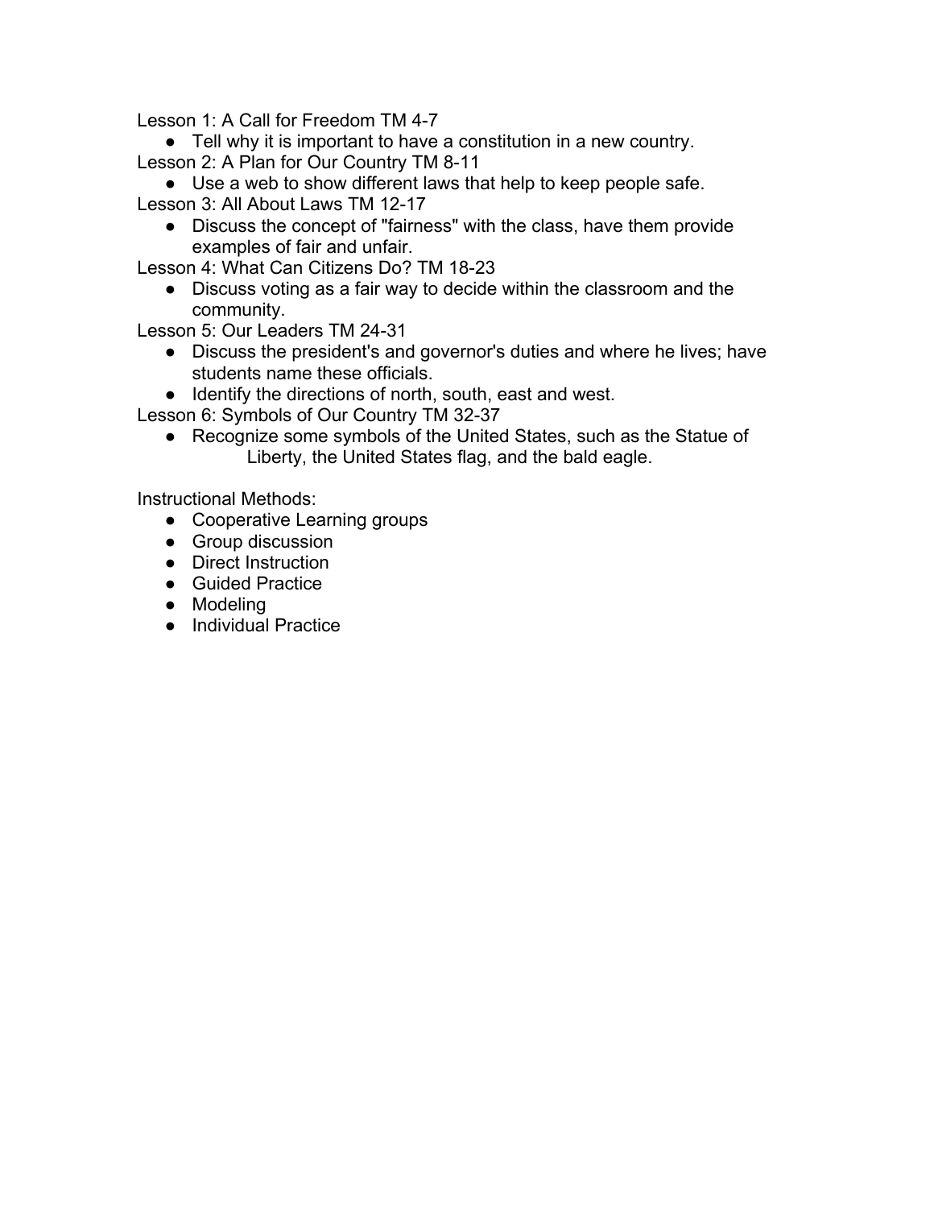Lesson 1: A Call for Freedom TM 4-7

- Tell why it is important to have a constitution in a new country.

Lesson 2: A Plan for Our Country TM 8-11

- Use a web to show different laws that help to keep people safe.

Lesson 3: All About Laws TM 12-17

- Discuss the concept of "fairness" with the class, have them provide examples of fair and unfair.

Lesson 4: What Can Citizens Do? TM 18-23

- Discuss voting as a fair way to decide within the classroom and the community.

Lesson 5: Our Leaders TM 24-31

- Discuss the president's and governor's duties and where he lives; have students name these officials.
- Identify the directions of north, south, east and west.

Lesson 6: Symbols of Our Country TM 32-37

- Recognize some symbols of the United States, such as the Statue of Liberty, the United States flag, and the bald eagle.

Instructional Methods:

- Cooperative Learning groups
- Group discussion
- Direct Instruction
- Guided Practice
- Modeling
- Individual Practice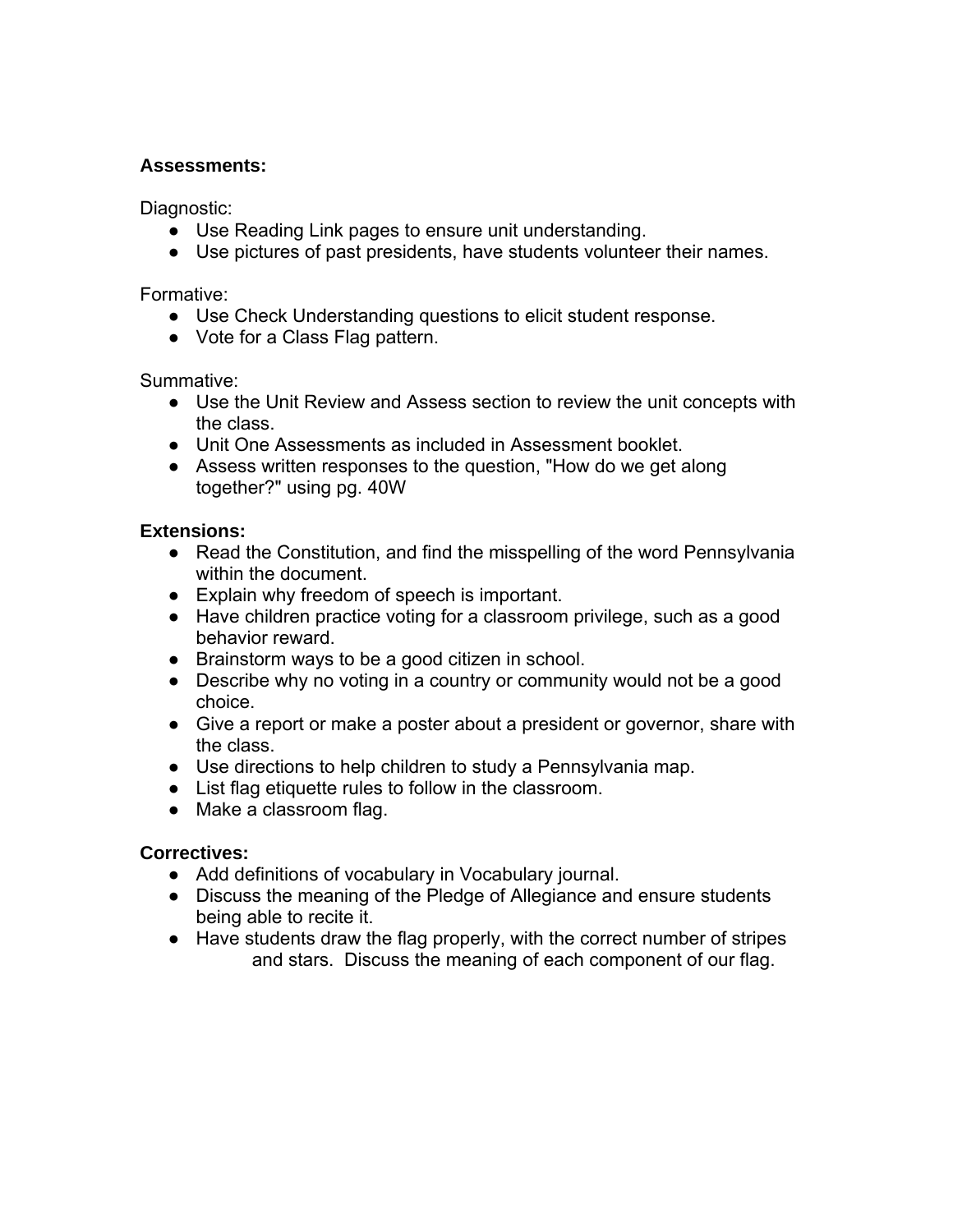**Assessments:**

Diagnostic:

- Use Reading Link pages to ensure unit understanding.
- Use pictures of past presidents, have students volunteer their names.

Formative:

- Use Check Understanding questions to elicit student response.
- Vote for a Class Flag pattern.

Summative:

- Use the Unit Review and Assess section to review the unit concepts with the class.
- Unit One Assessments as included in Assessment booklet.
- Assess written responses to the question, "How do we get along together?" using pg. 40W

**Extensions:**

- Read the Constitution, and find the misspelling of the word Pennsylvania within the document.
- Explain why freedom of speech is important.
- Have children practice voting for a classroom privilege, such as a good behavior reward.
- Brainstorm ways to be a good citizen in school.
- Describe why no voting in a country or community would not be a good choice.
- Give a report or make a poster about a president or governor, share with the class.
- Use directions to help children to study a Pennsylvania map.
- List flag etiquette rules to follow in the classroom.
- Make a classroom flag.

**Correctives:**

- Add definitions of vocabulary in Vocabulary journal.
- Discuss the meaning of the Pledge of Allegiance and ensure students being able to recite it.
- Have students draw the flag properly, with the correct number of stripes and stars. Discuss the meaning of each component of our flag.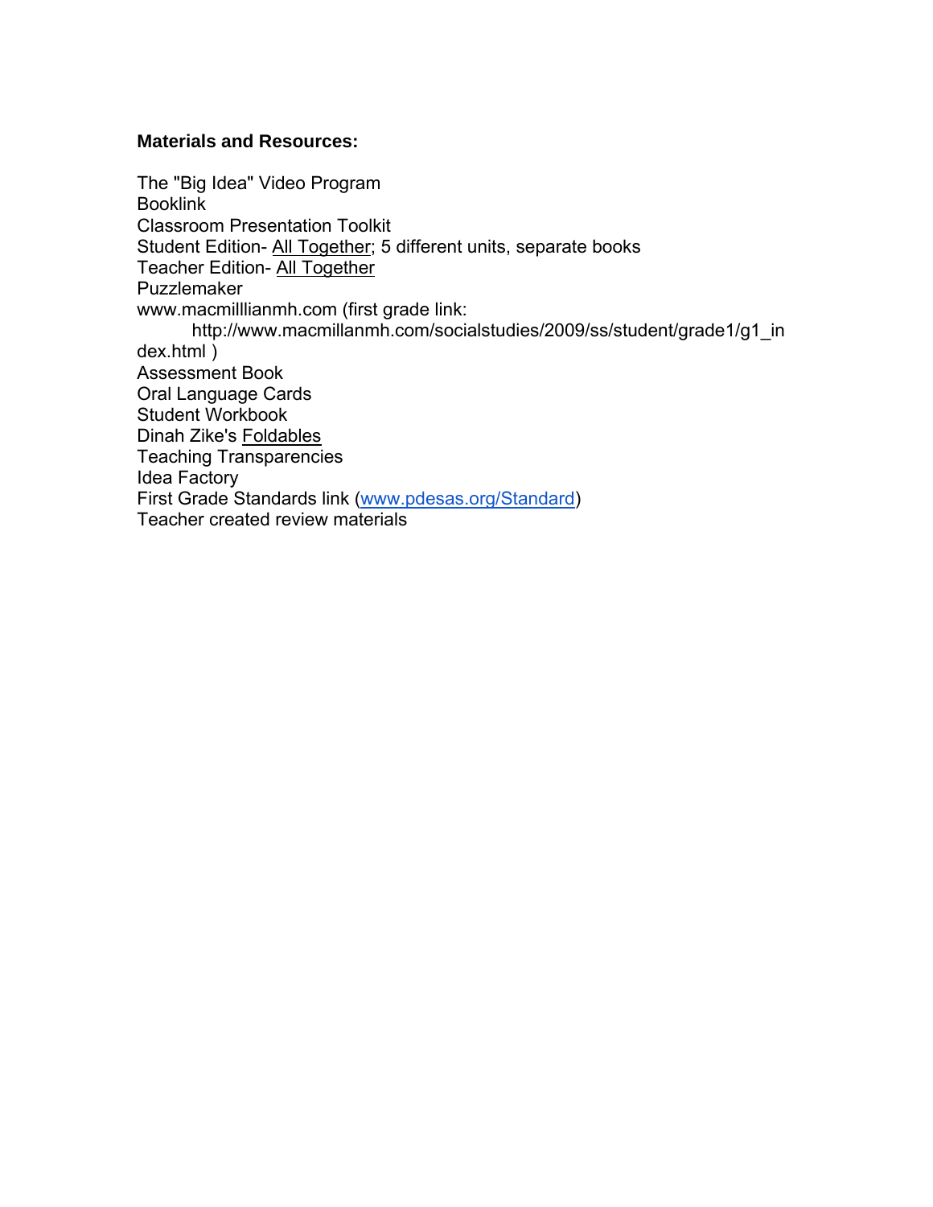**Materials and Resources:**

The "Big Idea" Video Program
Booklink
Classroom Presentation Toolkit
Student Edition- All Together; 5 different units, separate books
Teacher Edition- All Together
Puzzlemaker
www.macmilllianmh.com (first grade link:
http://www.macmillanmh.com/socialstudies/2009/ss/student/grade1/g1_index.html )
Assessment Book
Oral Language Cards
Student Workbook
Dinah Zike's Foldables
Teaching Transparencies
Idea Factory
First Grade Standards link (www.pdesas.org/Standard)
Teacher created review materials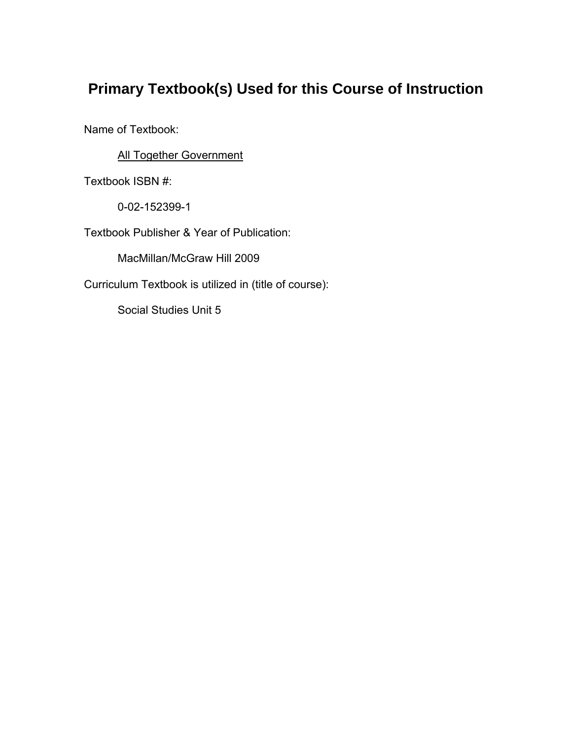# Primary Textbook(s) Used for this Course of Instruction

Name of Textbook:

All Together Government

Textbook ISBN #:

0-02-152399-1

Textbook Publisher & Year of Publication:

MacMillan/McGraw Hill 2009

Curriculum Textbook is utilized in (title of course):

Social Studies Unit 5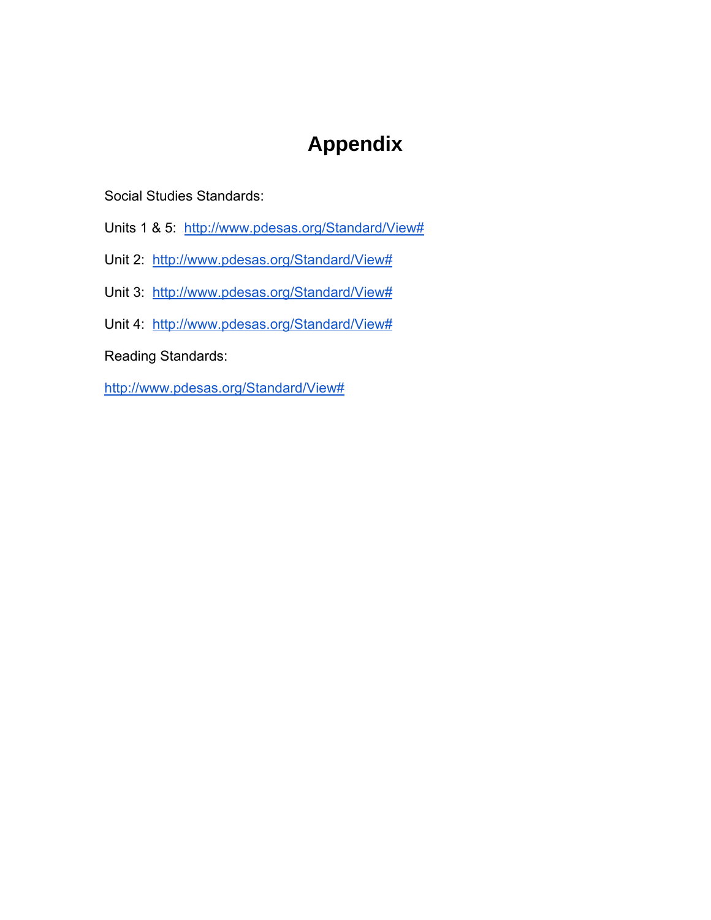# Appendix

Social Studies Standards:

Units 1 & 5: http://www.pdesas.org/Standard/View#

Unit 2: http://www.pdesas.org/Standard/View#

Unit 3: http://www.pdesas.org/Standard/View#

Unit 4: http://www.pdesas.org/Standard/View#

Reading Standards:

http://www.pdesas.org/Standard/View#